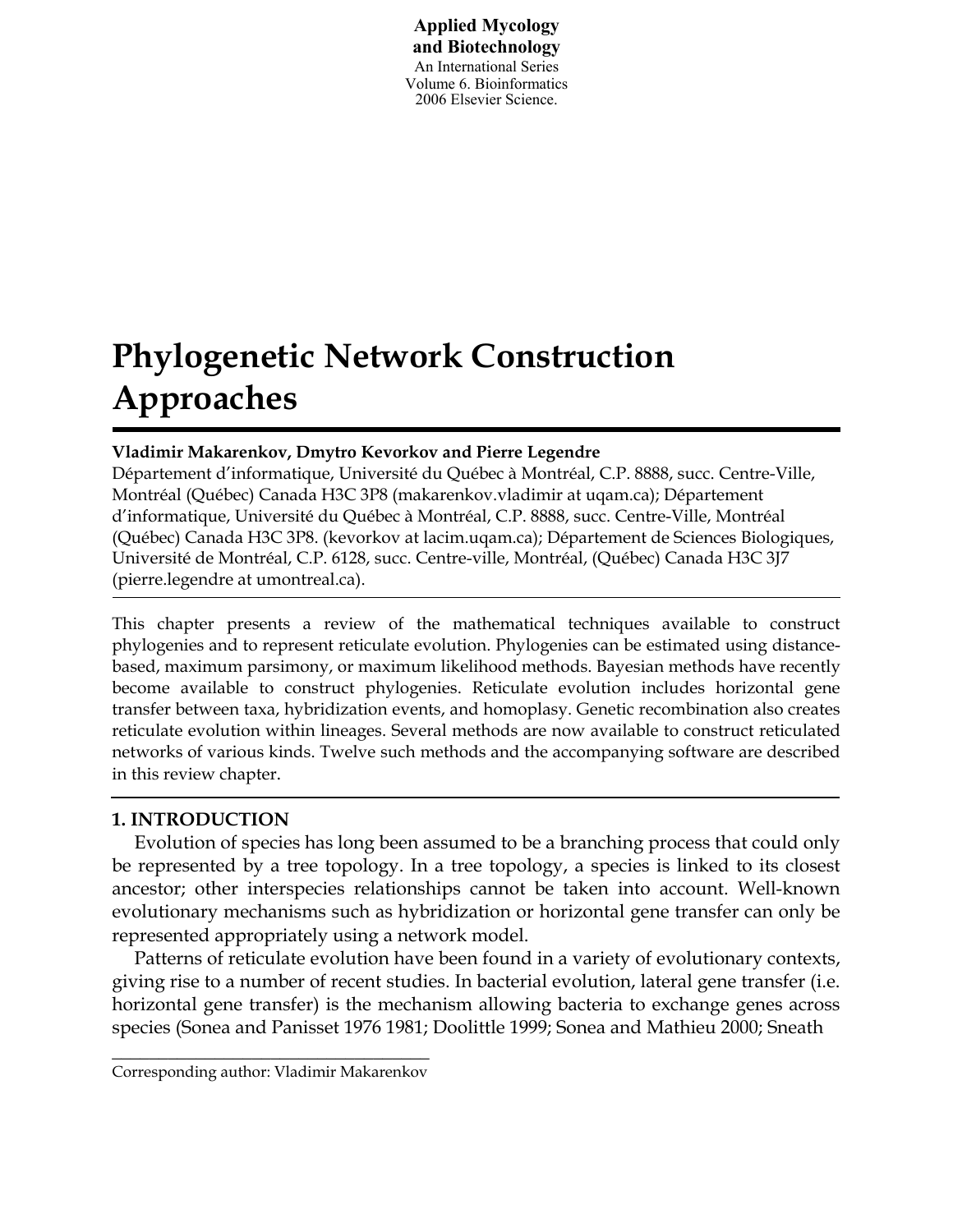**Applied Mycology and Biotechnology**
An International Series
Volume 6. Bioinformatics
2006 Elsevier Science.

# Phylogenetic Network Construction Approaches

**Vladimir Makarenkov, Dmytro Kevorkov and Pierre Legendre**

Département d'informatique, Université du Québec à Montréal, C.P. 8888, succ. Centre-Ville, Montréal (Québec) Canada H3C 3P8 (makarenkov.vladimir at uqam.ca); Département d'informatique, Université du Québec à Montréal, C.P. 8888, succ. Centre-Ville, Montréal (Québec) Canada H3C 3P8. (kevorkov at lacim.uqam.ca); Département de Sciences Biologiques, Université de Montréal, C.P. 6128, succ. Centre-ville, Montréal, (Québec) Canada H3C 3J7 (pierre.legendre at umontreal.ca).

This chapter presents a review of the mathematical techniques available to construct phylogenies and to represent reticulate evolution. Phylogenies can be estimated using distance-based, maximum parsimony, or maximum likelihood methods. Bayesian methods have recently become available to construct phylogenies. Reticulate evolution includes horizontal gene transfer between taxa, hybridization events, and homoplasy. Genetic recombination also creates reticulate evolution within lineages. Several methods are now available to construct reticulated networks of various kinds. Twelve such methods and the accompanying software are described in this review chapter.

## 1. INTRODUCTION

Evolution of species has long been assumed to be a branching process that could only be represented by a tree topology. In a tree topology, a species is linked to its closest ancestor; other interspecies relationships cannot be taken into account. Well-known evolutionary mechanisms such as hybridization or horizontal gene transfer can only be represented appropriately using a network model.

Patterns of reticulate evolution have been found in a variety of evolutionary contexts, giving rise to a number of recent studies. In bacterial evolution, lateral gene transfer (i.e. horizontal gene transfer) is the mechanism allowing bacteria to exchange genes across species (Sonea and Panisset 1976 1981; Doolittle 1999; Sonea and Mathieu 2000; Sneath

---

Corresponding author: Vladimir Makarenkov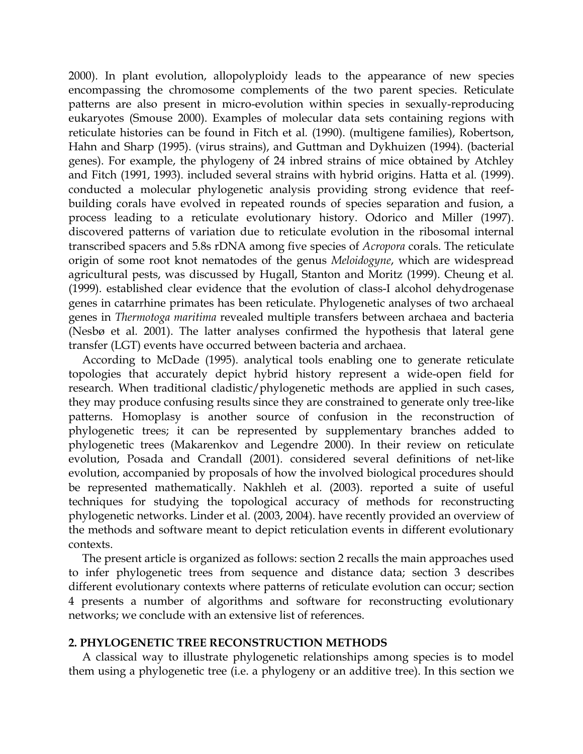2000). In plant evolution, allopolyploidy leads to the appearance of new species encompassing the chromosome complements of the two parent species. Reticulate patterns are also present in micro-evolution within species in sexually-reproducing eukaryotes (Smouse 2000). Examples of molecular data sets containing regions with reticulate histories can be found in Fitch et al. (1990). (multigene families), Robertson, Hahn and Sharp (1995). (virus strains), and Guttman and Dykhuizen (1994). (bacterial genes). For example, the phylogeny of 24 inbred strains of mice obtained by Atchley and Fitch (1991, 1993). included several strains with hybrid origins. Hatta et al. (1999). conducted a molecular phylogenetic analysis providing strong evidence that reef-building corals have evolved in repeated rounds of species separation and fusion, a process leading to a reticulate evolutionary history. Odorico and Miller (1997). discovered patterns of variation due to reticulate evolution in the ribosomal internal transcribed spacers and 5.8s rDNA among five species of *Acropora* corals. The reticulate origin of some root knot nematodes of the genus *Meloidogyne*, which are widespread agricultural pests, was discussed by Hugall, Stanton and Moritz (1999). Cheung et al. (1999). established clear evidence that the evolution of class-I alcohol dehydrogenase genes in catarrhine primates has been reticulate. Phylogenetic analyses of two archaeal genes in *Thermotoga maritima* revealed multiple transfers between archaea and bacteria (Nesbø et al. 2001). The latter analyses confirmed the hypothesis that lateral gene transfer (LGT) events have occurred between bacteria and archaea.

According to McDade (1995). analytical tools enabling one to generate reticulate topologies that accurately depict hybrid history represent a wide-open field for research. When traditional cladistic/phylogenetic methods are applied in such cases, they may produce confusing results since they are constrained to generate only tree-like patterns. Homoplasy is another source of confusion in the reconstruction of phylogenetic trees; it can be represented by supplementary branches added to phylogenetic trees (Makarenkov and Legendre 2000). In their review on reticulate evolution, Posada and Crandall (2001). considered several definitions of net-like evolution, accompanied by proposals of how the involved biological procedures should be represented mathematically. Nakhleh et al. (2003). reported a suite of useful techniques for studying the topological accuracy of methods for reconstructing phylogenetic networks. Linder et al. (2003, 2004). have recently provided an overview of the methods and software meant to depict reticulation events in different evolutionary contexts.

The present article is organized as follows: section 2 recalls the main approaches used to infer phylogenetic trees from sequence and distance data; section 3 describes different evolutionary contexts where patterns of reticulate evolution can occur; section 4 presents a number of algorithms and software for reconstructing evolutionary networks; we conclude with an extensive list of references.

## 2. PHYLOGENETIC TREE RECONSTRUCTION METHODS

A classical way to illustrate phylogenetic relationships among species is to model them using a phylogenetic tree (i.e. a phylogeny or an additive tree). In this section we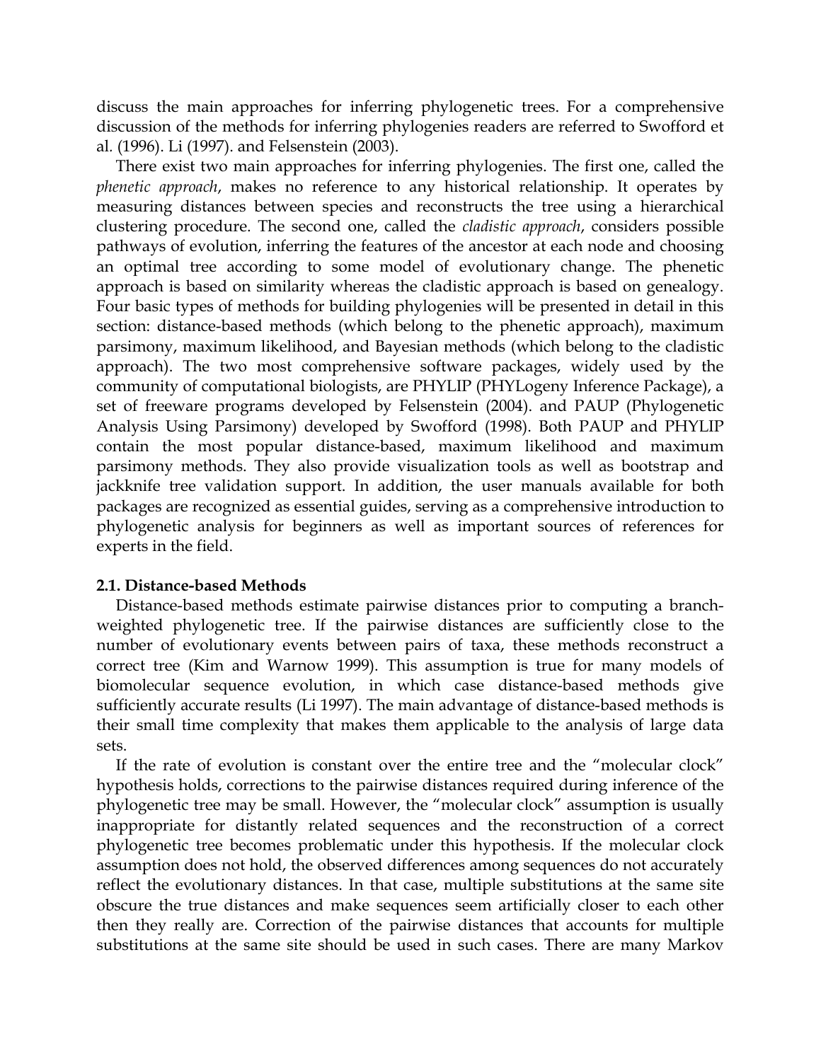discuss the main approaches for inferring phylogenetic trees. For a comprehensive discussion of the methods for inferring phylogenies readers are referred to Swofford et al. (1996). Li (1997). and Felsenstein (2003).

There exist two main approaches for inferring phylogenies. The first one, called the *phenetic approach*, makes no reference to any historical relationship. It operates by measuring distances between species and reconstructs the tree using a hierarchical clustering procedure. The second one, called the *cladistic approach*, considers possible pathways of evolution, inferring the features of the ancestor at each node and choosing an optimal tree according to some model of evolutionary change. The phenetic approach is based on similarity whereas the cladistic approach is based on genealogy. Four basic types of methods for building phylogenies will be presented in detail in this section: distance-based methods (which belong to the phenetic approach), maximum parsimony, maximum likelihood, and Bayesian methods (which belong to the cladistic approach). The two most comprehensive software packages, widely used by the community of computational biologists, are PHYLIP (PHYLogeny Inference Package), a set of freeware programs developed by Felsenstein (2004). and PAUP (Phylogenetic Analysis Using Parsimony) developed by Swofford (1998). Both PAUP and PHYLIP contain the most popular distance-based, maximum likelihood and maximum parsimony methods. They also provide visualization tools as well as bootstrap and jackknife tree validation support. In addition, the user manuals available for both packages are recognized as essential guides, serving as a comprehensive introduction to phylogenetic analysis for beginners as well as important sources of references for experts in the field.

### 2.1. Distance-based Methods

Distance-based methods estimate pairwise distances prior to computing a branch-weighted phylogenetic tree. If the pairwise distances are sufficiently close to the number of evolutionary events between pairs of taxa, these methods reconstruct a correct tree (Kim and Warnow 1999). This assumption is true for many models of biomolecular sequence evolution, in which case distance-based methods give sufficiently accurate results (Li 1997). The main advantage of distance-based methods is their small time complexity that makes them applicable to the analysis of large data sets.

If the rate of evolution is constant over the entire tree and the "molecular clock" hypothesis holds, corrections to the pairwise distances required during inference of the phylogenetic tree may be small. However, the "molecular clock" assumption is usually inappropriate for distantly related sequences and the reconstruction of a correct phylogenetic tree becomes problematic under this hypothesis. If the molecular clock assumption does not hold, the observed differences among sequences do not accurately reflect the evolutionary distances. In that case, multiple substitutions at the same site obscure the true distances and make sequences seem artificially closer to each other then they really are. Correction of the pairwise distances that accounts for multiple substitutions at the same site should be used in such cases. There are many Markov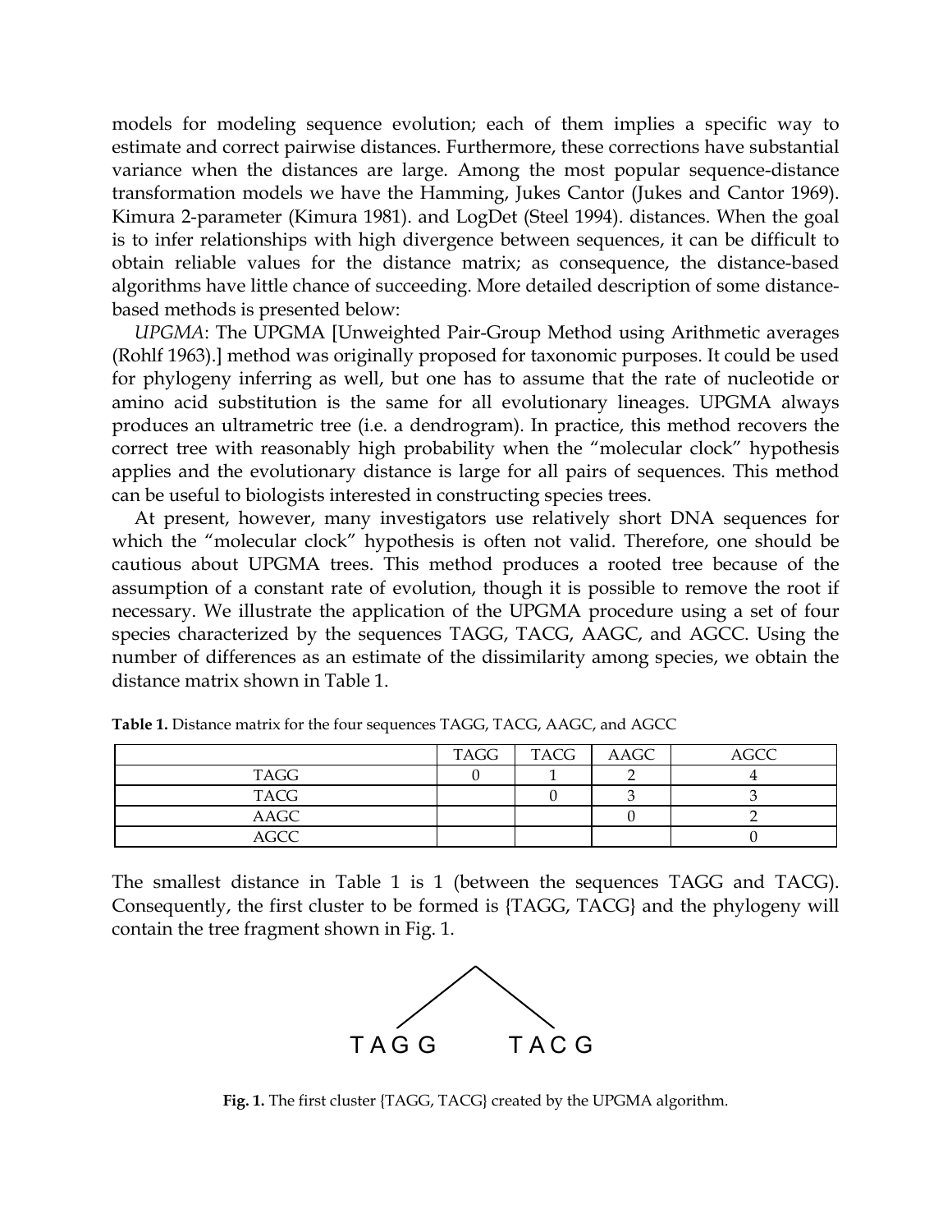models for modeling sequence evolution; each of them implies a specific way to estimate and correct pairwise distances. Furthermore, these corrections have substantial variance when the distances are large. Among the most popular sequence-distance transformation models we have the Hamming, Jukes Cantor (Jukes and Cantor 1969). Kimura 2-parameter (Kimura 1981). and LogDet (Steel 1994). distances. When the goal is to infer relationships with high divergence between sequences, it can be difficult to obtain reliable values for the distance matrix; as consequence, the distance-based algorithms have little chance of succeeding. More detailed description of some distance-based methods is presented below:

*UPGMA*: The UPGMA [Unweighted Pair-Group Method using Arithmetic averages (Rohlf 1963).] method was originally proposed for taxonomic purposes. It could be used for phylogeny inferring as well, but one has to assume that the rate of nucleotide or amino acid substitution is the same for all evolutionary lineages. UPGMA always produces an ultrametric tree (i.e. a dendrogram). In practice, this method recovers the correct tree with reasonably high probability when the "molecular clock" hypothesis applies and the evolutionary distance is large for all pairs of sequences. This method can be useful to biologists interested in constructing species trees.

At present, however, many investigators use relatively short DNA sequences for which the "molecular clock" hypothesis is often not valid. Therefore, one should be cautious about UPGMA trees. This method produces a rooted tree because of the assumption of a constant rate of evolution, though it is possible to remove the root if necessary. We illustrate the application of the UPGMA procedure using a set of four species characterized by the sequences TAGG, TACG, AAGC, and AGCC. Using the number of differences as an estimate of the dissimilarity among species, we obtain the distance matrix shown in Table 1.

**Table 1.** Distance matrix for the four sequences TAGG, TACG, AAGC, and AGCC

| | TAGG | TACG | AAGC | AGCC |
|---|---|---|---|---|
| TAGG | 0 | 1 | 2 | 4 |
| TACG | | 0 | 3 | 3 |
| AAGC | | | 0 | 2 |
| AGCC | | | | 0 |

The smallest distance in Table 1 is 1 (between the sequences TAGG and TACG). Consequently, the first cluster to be formed is {TAGG, TACG} and the phylogeny will contain the tree fragment shown in Fig. 1.

**Fig. 1.** The first cluster {TAGG, TACG} created by the UPGMA algorithm.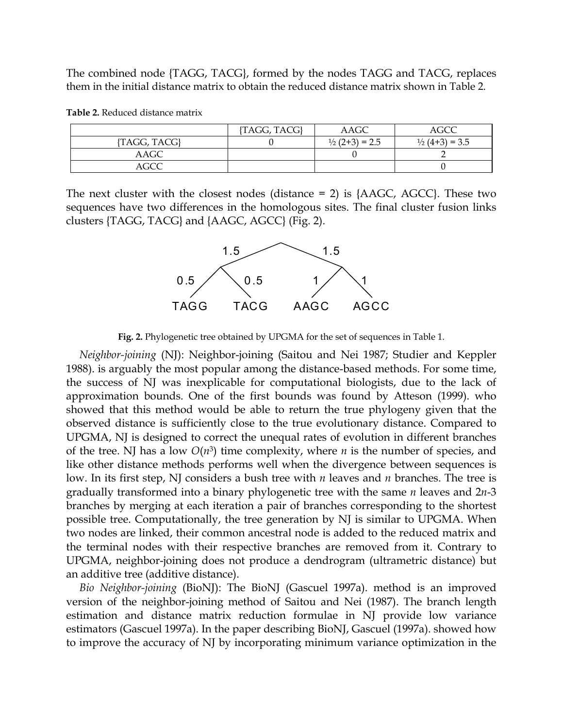The combined node {TAGG, TACG}, formed by the nodes TAGG and TACG, replaces them in the initial distance matrix to obtain the reduced distance matrix shown in Table 2.

**Table 2.** Reduced distance matrix

| | {TAGG, TACG} | AAGC | AGCC |
|---|---|---|---|
| {TAGG, TACG} | 0 | ½ (2+3) = 2.5 | ½ (4+3) = 3.5 |
| AAGC | | 0 | 2 |
| AGCC | | | 0 |

The next cluster with the closest nodes (distance = 2) is {AAGC, AGCC}. These two sequences have two differences in the homologous sites. The final cluster fusion links clusters {TAGG, TACG} and {AAGC, AGCC} (Fig. 2).

**Fig. 2.** Phylogenetic tree obtained by UPGMA for the set of sequences in Table 1.

*Neighbor-joining* (NJ): Neighbor-joining (Saitou and Nei 1987; Studier and Keppler 1988). is arguably the most popular among the distance-based methods. For some time, the success of NJ was inexplicable for computational biologists, due to the lack of approximation bounds. One of the first bounds was found by Atteson (1999). who showed that this method would be able to return the true phylogeny given that the observed distance is sufficiently close to the true evolutionary distance. Compared to UPGMA, NJ is designed to correct the unequal rates of evolution in different branches of the tree. NJ has a low $O(n^3)$ time complexity, where $n$ is the number of species, and like other distance methods performs well when the divergence between sequences is low. In its first step, NJ considers a bush tree with $n$ leaves and $n$ branches. The tree is gradually transformed into a binary phylogenetic tree with the same $n$ leaves and $2n$-3 branches by merging at each iteration a pair of branches corresponding to the shortest possible tree. Computationally, the tree generation by NJ is similar to UPGMA. When two nodes are linked, their common ancestral node is added to the reduced matrix and the terminal nodes with their respective branches are removed from it. Contrary to UPGMA, neighbor-joining does not produce a dendrogram (ultrametric distance) but an additive tree (additive distance).

*Bio Neighbor-joining* (BioNJ): The BioNJ (Gascuel 1997a). method is an improved version of the neighbor-joining method of Saitou and Nei (1987). The branch length estimation and distance matrix reduction formulae in NJ provide low variance estimators (Gascuel 1997a). In the paper describing BioNJ, Gascuel (1997a). showed how to improve the accuracy of NJ by incorporating minimum variance optimization in the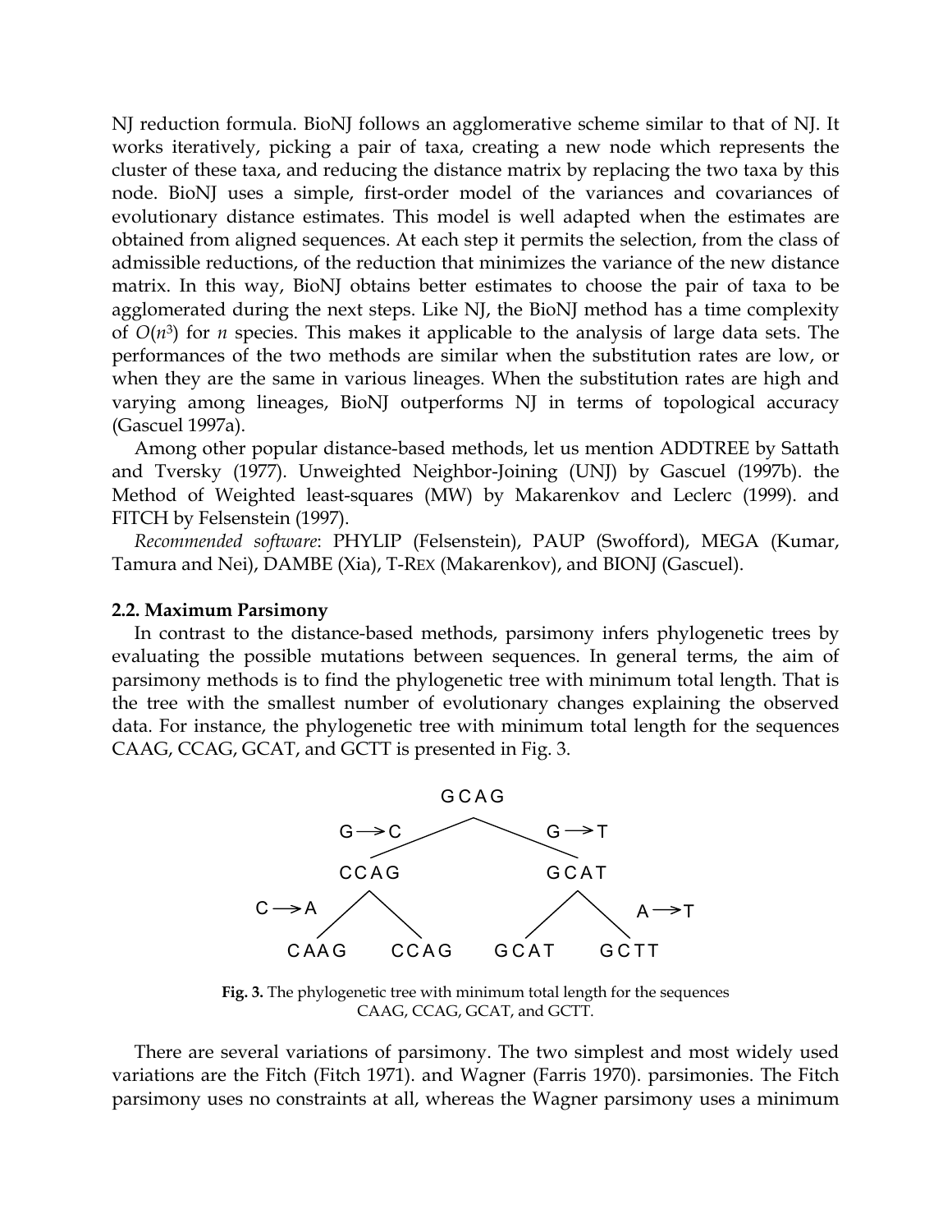NJ reduction formula. BioNJ follows an agglomerative scheme similar to that of NJ. It works iteratively, picking a pair of taxa, creating a new node which represents the cluster of these taxa, and reducing the distance matrix by replacing the two taxa by this node. BioNJ uses a simple, first-order model of the variances and covariances of evolutionary distance estimates. This model is well adapted when the estimates are obtained from aligned sequences. At each step it permits the selection, from the class of admissible reductions, of the reduction that minimizes the variance of the new distance matrix. In this way, BioNJ obtains better estimates to choose the pair of taxa to be agglomerated during the next steps. Like NJ, the BioNJ method has a time complexity of $O(n^3)$ for $n$ species. This makes it applicable to the analysis of large data sets. The performances of the two methods are similar when the substitution rates are low, or when they are the same in various lineages. When the substitution rates are high and varying among lineages, BioNJ outperforms NJ in terms of topological accuracy (Gascuel 1997a).

Among other popular distance-based methods, let us mention ADDTREE by Sattath and Tversky (1977). Unweighted Neighbor-Joining (UNJ) by Gascuel (1997b). the Method of Weighted least-squares (MW) by Makarenkov and Leclerc (1999). and FITCH by Felsenstein (1997).

*Recommended software*: PHYLIP (Felsenstein), PAUP (Swofford), MEGA (Kumar, Tamura and Nei), DAMBE (Xia), T-REX (Makarenkov), and BIONJ (Gascuel).

**2.2. Maximum Parsimony**

In contrast to the distance-based methods, parsimony infers phylogenetic trees by evaluating the possible mutations between sequences. In general terms, the aim of parsimony methods is to find the phylogenetic tree with minimum total length. That is the tree with the smallest number of evolutionary changes explaining the observed data. For instance, the phylogenetic tree with minimum total length for the sequences CAAG, CCAG, GCAT, and GCTT is presented in Fig. 3.

```
                    GCAG
          G→C  /          \  G→T
           CCAG              GCAT
  C→A    /     \           /     \    A→T
      CAAG     CCAG     GCAT     GCTT
```

**Fig. 3.** The phylogenetic tree with minimum total length for the sequences CAAG, CCAG, GCAT, and GCTT.

There are several variations of parsimony. The two simplest and most widely used variations are the Fitch (Fitch 1971). and Wagner (Farris 1970). parsimonies. The Fitch parsimony uses no constraints at all, whereas the Wagner parsimony uses a minimum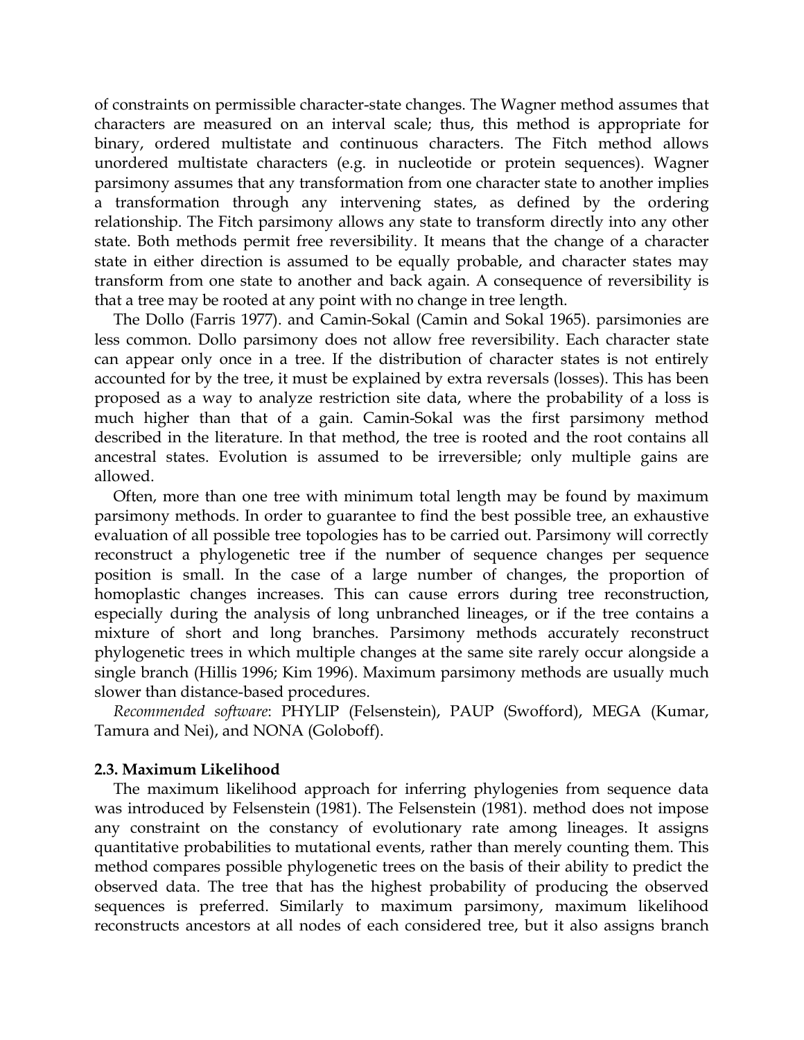of constraints on permissible character-state changes. The Wagner method assumes that characters are measured on an interval scale; thus, this method is appropriate for binary, ordered multistate and continuous characters. The Fitch method allows unordered multistate characters (e.g. in nucleotide or protein sequences). Wagner parsimony assumes that any transformation from one character state to another implies a transformation through any intervening states, as defined by the ordering relationship. The Fitch parsimony allows any state to transform directly into any other state. Both methods permit free reversibility. It means that the change of a character state in either direction is assumed to be equally probable, and character states may transform from one state to another and back again. A consequence of reversibility is that a tree may be rooted at any point with no change in tree length.

The Dollo (Farris 1977). and Camin-Sokal (Camin and Sokal 1965). parsimonies are less common. Dollo parsimony does not allow free reversibility. Each character state can appear only once in a tree. If the distribution of character states is not entirely accounted for by the tree, it must be explained by extra reversals (losses). This has been proposed as a way to analyze restriction site data, where the probability of a loss is much higher than that of a gain. Camin-Sokal was the first parsimony method described in the literature. In that method, the tree is rooted and the root contains all ancestral states. Evolution is assumed to be irreversible; only multiple gains are allowed.

Often, more than one tree with minimum total length may be found by maximum parsimony methods. In order to guarantee to find the best possible tree, an exhaustive evaluation of all possible tree topologies has to be carried out. Parsimony will correctly reconstruct a phylogenetic tree if the number of sequence changes per sequence position is small. In the case of a large number of changes, the proportion of homoplastic changes increases. This can cause errors during tree reconstruction, especially during the analysis of long unbranched lineages, or if the tree contains a mixture of short and long branches. Parsimony methods accurately reconstruct phylogenetic trees in which multiple changes at the same site rarely occur alongside a single branch (Hillis 1996; Kim 1996). Maximum parsimony methods are usually much slower than distance-based procedures.

*Recommended software*: PHYLIP (Felsenstein), PAUP (Swofford), MEGA (Kumar, Tamura and Nei), and NONA (Goloboff).

**2.3. Maximum Likelihood**

The maximum likelihood approach for inferring phylogenies from sequence data was introduced by Felsenstein (1981). The Felsenstein (1981). method does not impose any constraint on the constancy of evolutionary rate among lineages. It assigns quantitative probabilities to mutational events, rather than merely counting them. This method compares possible phylogenetic trees on the basis of their ability to predict the observed data. The tree that has the highest probability of producing the observed sequences is preferred. Similarly to maximum parsimony, maximum likelihood reconstructs ancestors at all nodes of each considered tree, but it also assigns branch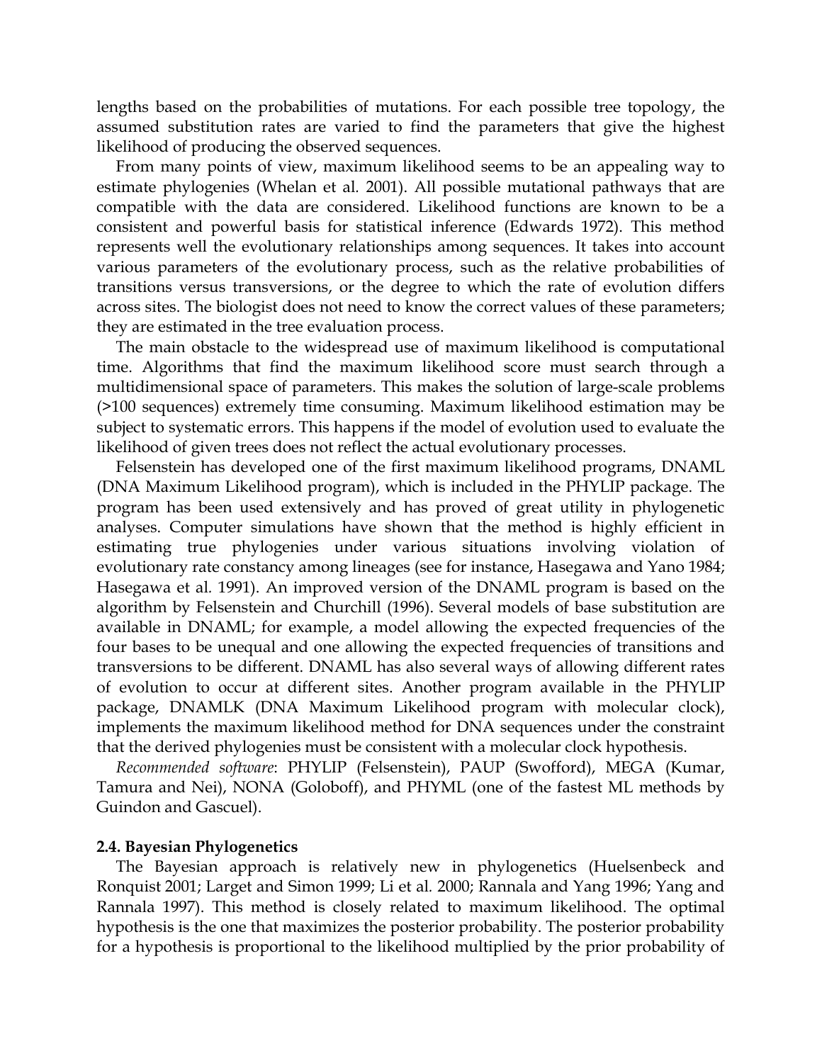lengths based on the probabilities of mutations. For each possible tree topology, the assumed substitution rates are varied to find the parameters that give the highest likelihood of producing the observed sequences.

From many points of view, maximum likelihood seems to be an appealing way to estimate phylogenies (Whelan et al. 2001). All possible mutational pathways that are compatible with the data are considered. Likelihood functions are known to be a consistent and powerful basis for statistical inference (Edwards 1972). This method represents well the evolutionary relationships among sequences. It takes into account various parameters of the evolutionary process, such as the relative probabilities of transitions versus transversions, or the degree to which the rate of evolution differs across sites. The biologist does not need to know the correct values of these parameters; they are estimated in the tree evaluation process.

The main obstacle to the widespread use of maximum likelihood is computational time. Algorithms that find the maximum likelihood score must search through a multidimensional space of parameters. This makes the solution of large-scale problems (>100 sequences) extremely time consuming. Maximum likelihood estimation may be subject to systematic errors. This happens if the model of evolution used to evaluate the likelihood of given trees does not reflect the actual evolutionary processes.

Felsenstein has developed one of the first maximum likelihood programs, DNAML (DNA Maximum Likelihood program), which is included in the PHYLIP package. The program has been used extensively and has proved of great utility in phylogenetic analyses. Computer simulations have shown that the method is highly efficient in estimating true phylogenies under various situations involving violation of evolutionary rate constancy among lineages (see for instance, Hasegawa and Yano 1984; Hasegawa et al. 1991). An improved version of the DNAML program is based on the algorithm by Felsenstein and Churchill (1996). Several models of base substitution are available in DNAML; for example, a model allowing the expected frequencies of the four bases to be unequal and one allowing the expected frequencies of transitions and transversions to be different. DNAML has also several ways of allowing different rates of evolution to occur at different sites. Another program available in the PHYLIP package, DNAMLK (DNA Maximum Likelihood program with molecular clock), implements the maximum likelihood method for DNA sequences under the constraint that the derived phylogenies must be consistent with a molecular clock hypothesis.

*Recommended software*: PHYLIP (Felsenstein), PAUP (Swofford), MEGA (Kumar, Tamura and Nei), NONA (Goloboff), and PHYML (one of the fastest ML methods by Guindon and Gascuel).

### 2.4. Bayesian Phylogenetics

The Bayesian approach is relatively new in phylogenetics (Huelsenbeck and Ronquist 2001; Larget and Simon 1999; Li et al. 2000; Rannala and Yang 1996; Yang and Rannala 1997). This method is closely related to maximum likelihood. The optimal hypothesis is the one that maximizes the posterior probability. The posterior probability for a hypothesis is proportional to the likelihood multiplied by the prior probability of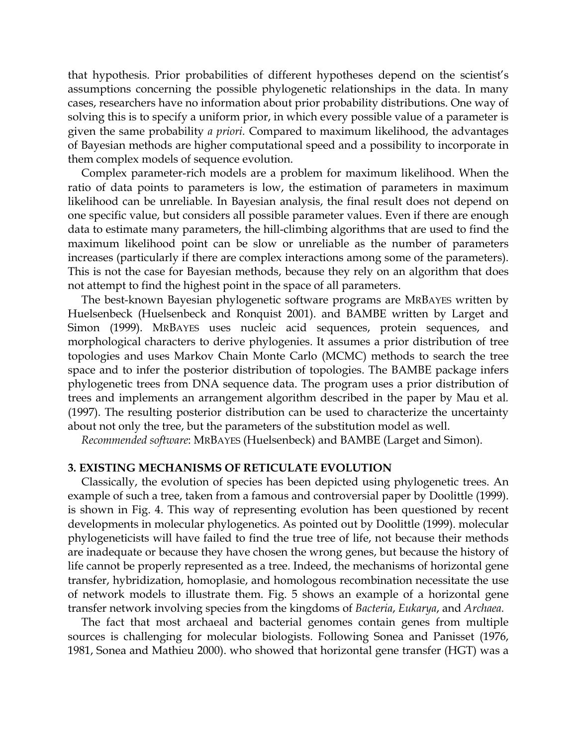that hypothesis. Prior probabilities of different hypotheses depend on the scientist's assumptions concerning the possible phylogenetic relationships in the data. In many cases, researchers have no information about prior probability distributions. One way of solving this is to specify a uniform prior, in which every possible value of a parameter is given the same probability *a priori*. Compared to maximum likelihood, the advantages of Bayesian methods are higher computational speed and a possibility to incorporate in them complex models of sequence evolution.

Complex parameter-rich models are a problem for maximum likelihood. When the ratio of data points to parameters is low, the estimation of parameters in maximum likelihood can be unreliable. In Bayesian analysis, the final result does not depend on one specific value, but considers all possible parameter values. Even if there are enough data to estimate many parameters, the hill-climbing algorithms that are used to find the maximum likelihood point can be slow or unreliable as the number of parameters increases (particularly if there are complex interactions among some of the parameters). This is not the case for Bayesian methods, because they rely on an algorithm that does not attempt to find the highest point in the space of all parameters.

The best-known Bayesian phylogenetic software programs are MRBAYES written by Huelsenbeck (Huelsenbeck and Ronquist 2001). and BAMBE written by Larget and Simon (1999). MRBAYES uses nucleic acid sequences, protein sequences, and morphological characters to derive phylogenies. It assumes a prior distribution of tree topologies and uses Markov Chain Monte Carlo (MCMC) methods to search the tree space and to infer the posterior distribution of topologies. The BAMBE package infers phylogenetic trees from DNA sequence data. The program uses a prior distribution of trees and implements an arrangement algorithm described in the paper by Mau et al. (1997). The resulting posterior distribution can be used to characterize the uncertainty about not only the tree, but the parameters of the substitution model as well.

*Recommended software*: MRBAYES (Huelsenbeck) and BAMBE (Larget and Simon).

### 3. EXISTING MECHANISMS OF RETICULATE EVOLUTION

Classically, the evolution of species has been depicted using phylogenetic trees. An example of such a tree, taken from a famous and controversial paper by Doolittle (1999). is shown in Fig. 4. This way of representing evolution has been questioned by recent developments in molecular phylogenetics. As pointed out by Doolittle (1999). molecular phylogeneticists will have failed to find the true tree of life, not because their methods are inadequate or because they have chosen the wrong genes, but because the history of life cannot be properly represented as a tree. Indeed, the mechanisms of horizontal gene transfer, hybridization, homoplasie, and homologous recombination necessitate the use of network models to illustrate them. Fig. 5 shows an example of a horizontal gene transfer network involving species from the kingdoms of *Bacteria*, *Eukarya*, and *Archaea.*

The fact that most archaeal and bacterial genomes contain genes from multiple sources is challenging for molecular biologists. Following Sonea and Panisset (1976, 1981, Sonea and Mathieu 2000). who showed that horizontal gene transfer (HGT) was a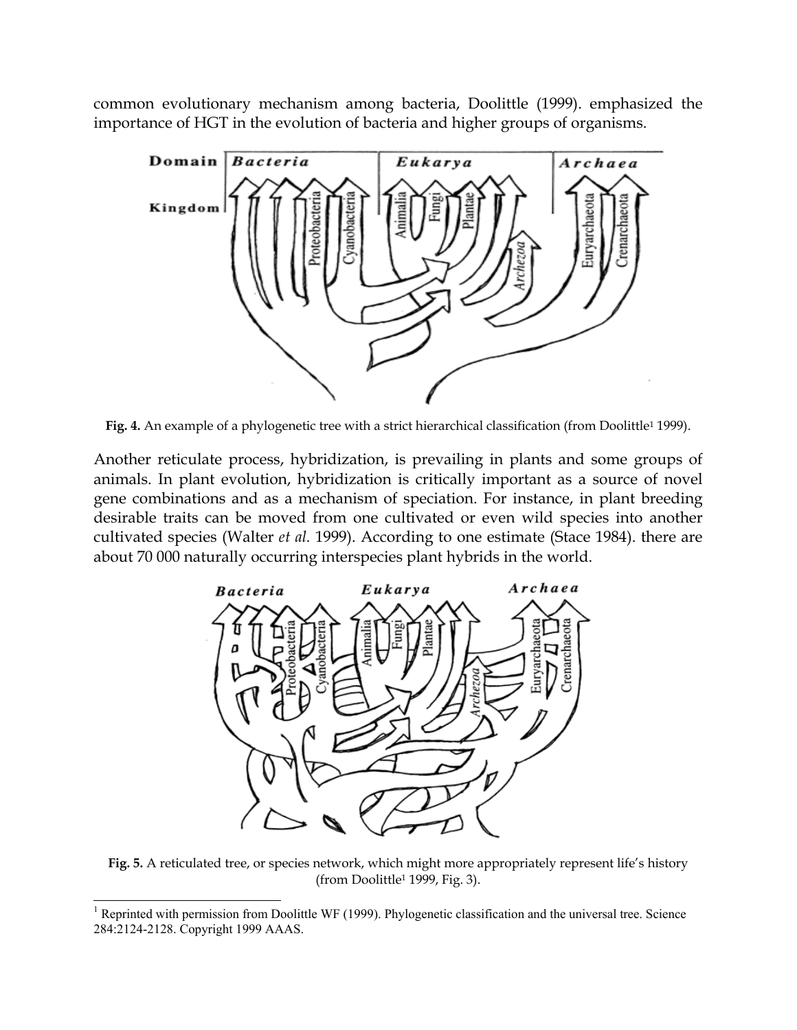common evolutionary mechanism among bacteria, Doolittle (1999). emphasized the importance of HGT in the evolution of bacteria and higher groups of organisms.

**Fig. 4.** An example of a phylogenetic tree with a strict hierarchical classification (from Doolittle[1] 1999).

Another reticulate process, hybridization, is prevailing in plants and some groups of animals. In plant evolution, hybridization is critically important as a source of novel gene combinations and as a mechanism of speciation. For instance, in plant breeding desirable traits can be moved from one cultivated or even wild species into another cultivated species (Walter *et al*. 1999). According to one estimate (Stace 1984). there are about 70 000 naturally occurring interspecies plant hybrids in the world.

**Fig. 5.** A reticulated tree, or species network, which might more appropriately represent life's history (from Doolittle[1] 1999, Fig. 3).

[1] Reprinted with permission from Doolittle WF (1999). Phylogenetic classification and the universal tree. Science 284:2124-2128. Copyright 1999 AAAS.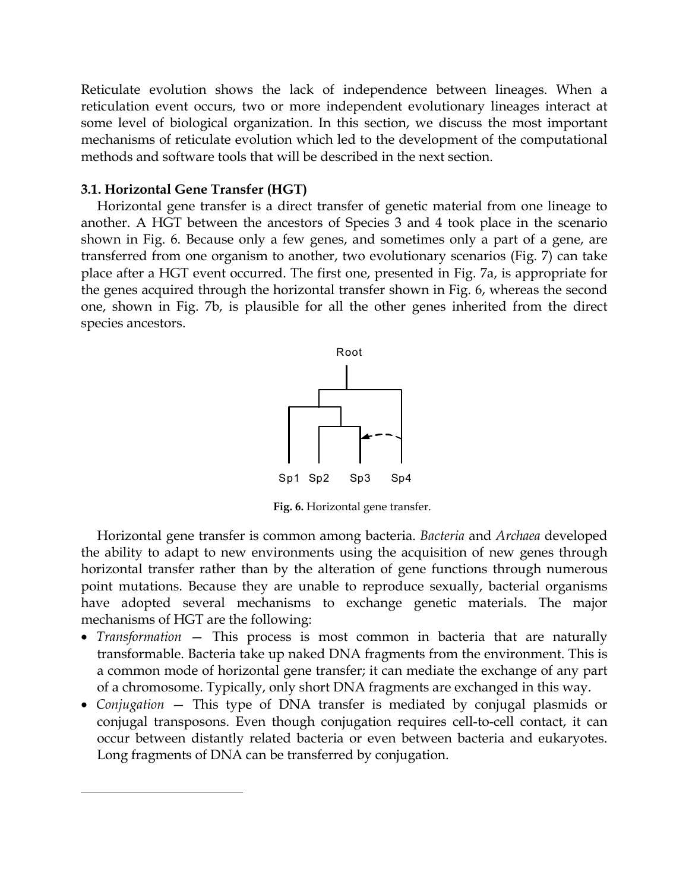Reticulate evolution shows the lack of independence between lineages. When a reticulation event occurs, two or more independent evolutionary lineages interact at some level of biological organization. In this section, we discuss the most important mechanisms of reticulate evolution which led to the development of the computational methods and software tools that will be described in the next section.

### 3.1. Horizontal Gene Transfer (HGT)

Horizontal gene transfer is a direct transfer of genetic material from one lineage to another. A HGT between the ancestors of Species 3 and 4 took place in the scenario shown in Fig. 6. Because only a few genes, and sometimes only a part of a gene, are transferred from one organism to another, two evolutionary scenarios (Fig. 7) can take place after a HGT event occurred. The first one, presented in Fig. 7a, is appropriate for the genes acquired through the horizontal transfer shown in Fig. 6, whereas the second one, shown in Fig. 7b, is plausible for all the other genes inherited from the direct species ancestors.

Root

Sp1 Sp2 Sp3 Sp4

**Fig. 6.** Horizontal gene transfer.

Horizontal gene transfer is common among bacteria. *Bacteria* and *Archaea* developed the ability to adapt to new environments using the acquisition of new genes through horizontal transfer rather than by the alteration of gene functions through numerous point mutations. Because they are unable to reproduce sexually, bacterial organisms have adopted several mechanisms to exchange genetic materials. The major mechanisms of HGT are the following:

- *Transformation* — This process is most common in bacteria that are naturally transformable. Bacteria take up naked DNA fragments from the environment. This is a common mode of horizontal gene transfer; it can mediate the exchange of any part of a chromosome. Typically, only short DNA fragments are exchanged in this way.
- *Conjugation* — This type of DNA transfer is mediated by conjugal plasmids or conjugal transposons. Even though conjugation requires cell-to-cell contact, it can occur between distantly related bacteria or even between bacteria and eukaryotes. Long fragments of DNA can be transferred by conjugation.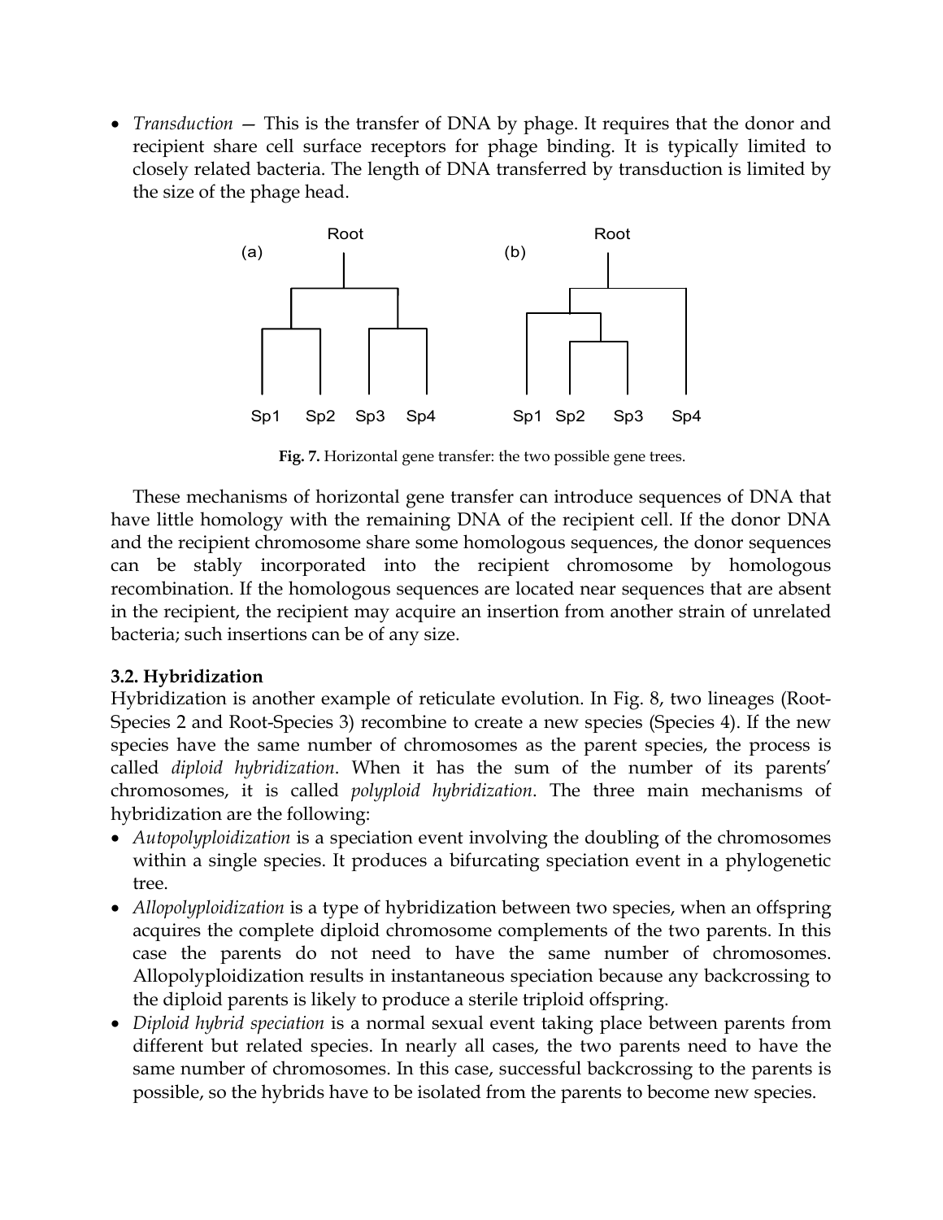- *Transduction* — This is the transfer of DNA by phage. It requires that the donor and recipient share cell surface receptors for phage binding. It is typically limited to closely related bacteria. The length of DNA transferred by transduction is limited by the size of the phage head.

**Fig. 7.** Horizontal gene transfer: the two possible gene trees.

These mechanisms of horizontal gene transfer can introduce sequences of DNA that have little homology with the remaining DNA of the recipient cell. If the donor DNA and the recipient chromosome share some homologous sequences, the donor sequences can be stably incorporated into the recipient chromosome by homologous recombination. If the homologous sequences are located near sequences that are absent in the recipient, the recipient may acquire an insertion from another strain of unrelated bacteria; such insertions can be of any size.

### 3.2. Hybridization

Hybridization is another example of reticulate evolution. In Fig. 8, two lineages (Root-Species 2 and Root-Species 3) recombine to create a new species (Species 4). If the new species have the same number of chromosomes as the parent species, the process is called *diploid hybridization*. When it has the sum of the number of its parents' chromosomes, it is called *polyploid hybridization*. The three main mechanisms of hybridization are the following:

- *Autopolyploidization* is a speciation event involving the doubling of the chromosomes within a single species. It produces a bifurcating speciation event in a phylogenetic tree.
- *Allopolyploidization* is a type of hybridization between two species, when an offspring acquires the complete diploid chromosome complements of the two parents. In this case the parents do not need to have the same number of chromosomes. Allopolyploidization results in instantaneous speciation because any backcrossing to the diploid parents is likely to produce a sterile triploid offspring.
- *Diploid hybrid speciation* is a normal sexual event taking place between parents from different but related species. In nearly all cases, the two parents need to have the same number of chromosomes. In this case, successful backcrossing to the parents is possible, so the hybrids have to be isolated from the parents to become new species.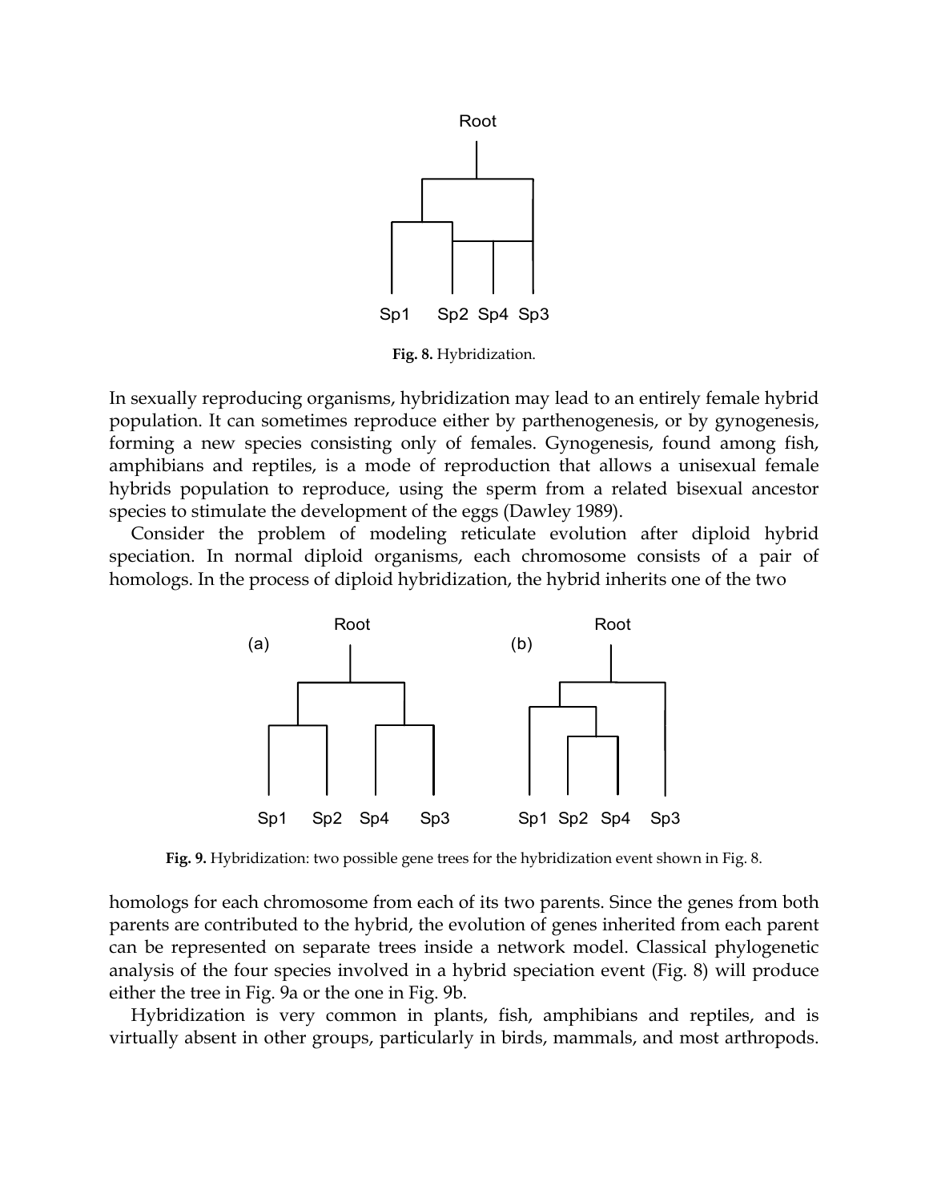**Fig. 8.** Hybridization.

In sexually reproducing organisms, hybridization may lead to an entirely female hybrid population. It can sometimes reproduce either by parthenogenesis, or by gynogenesis, forming a new species consisting only of females. Gynogenesis, found among fish, amphibians and reptiles, is a mode of reproduction that allows a unisexual female hybrids population to reproduce, using the sperm from a related bisexual ancestor species to stimulate the development of the eggs (Dawley 1989).

Consider the problem of modeling reticulate evolution after diploid hybrid speciation. In normal diploid organisms, each chromosome consists of a pair of homologs. In the process of diploid hybridization, the hybrid inherits one of the two homologs for each chromosome from each of its two parents. Since the genes from both parents are contributed to the hybrid, the evolution of genes inherited from each parent can be represented on separate trees inside a network model. Classical phylogenetic analysis of the four species involved in a hybrid speciation event (Fig. 8) will produce either the tree in Fig. 9a or the one in Fig. 9b.

**Fig. 9.** Hybridization: two possible gene trees for the hybridization event shown in Fig. 8.

Hybridization is very common in plants, fish, amphibians and reptiles, and is virtually absent in other groups, particularly in birds, mammals, and most arthropods.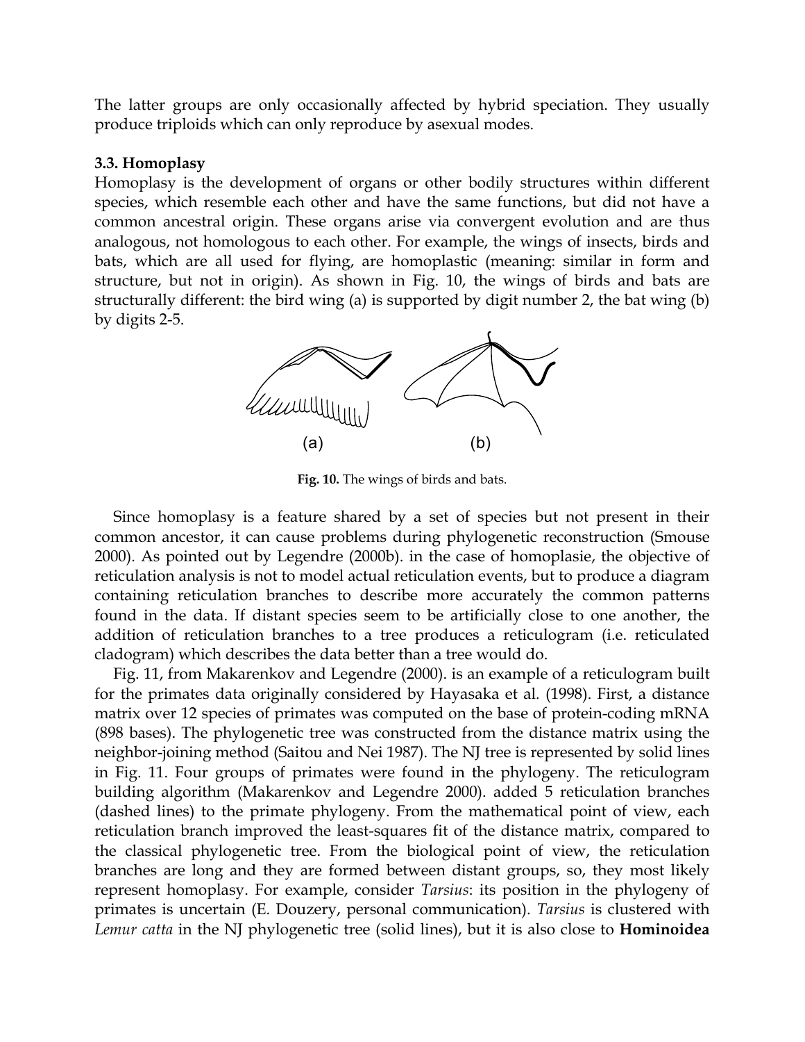The latter groups are only occasionally affected by hybrid speciation. They usually produce triploids which can only reproduce by asexual modes.

### 3.3. Homoplasy

Homoplasy is the development of organs or other bodily structures within different species, which resemble each other and have the same functions, but did not have a common ancestral origin. These organs arise via convergent evolution and are thus analogous, not homologous to each other. For example, the wings of insects, birds and bats, which are all used for flying, are homoplastic (meaning: similar in form and structure, but not in origin). As shown in Fig. 10, the wings of birds and bats are structurally different: the bird wing (a) is supported by digit number 2, the bat wing (b) by digits 2-5.

(a) (b)

**Fig. 10.** The wings of birds and bats.

Since homoplasy is a feature shared by a set of species but not present in their common ancestor, it can cause problems during phylogenetic reconstruction (Smouse 2000). As pointed out by Legendre (2000b). in the case of homoplasie, the objective of reticulation analysis is not to model actual reticulation events, but to produce a diagram containing reticulation branches to describe more accurately the common patterns found in the data. If distant species seem to be artificially close to one another, the addition of reticulation branches to a tree produces a reticulogram (i.e. reticulated cladogram) which describes the data better than a tree would do.

Fig. 11, from Makarenkov and Legendre (2000). is an example of a reticulogram built for the primates data originally considered by Hayasaka et al. (1998). First, a distance matrix over 12 species of primates was computed on the base of protein-coding mRNA (898 bases). The phylogenetic tree was constructed from the distance matrix using the neighbor-joining method (Saitou and Nei 1987). The NJ tree is represented by solid lines in Fig. 11. Four groups of primates were found in the phylogeny. The reticulogram building algorithm (Makarenkov and Legendre 2000). added 5 reticulation branches (dashed lines) to the primate phylogeny. From the mathematical point of view, each reticulation branch improved the least-squares fit of the distance matrix, compared to the classical phylogenetic tree. From the biological point of view, the reticulation branches are long and they are formed between distant groups, so, they most likely represent homoplasy. For example, consider *Tarsius*: its position in the phylogeny of primates is uncertain (E. Douzery, personal communication). *Tarsius* is clustered with *Lemur catta* in the NJ phylogenetic tree (solid lines), but it is also close to **Hominoidea**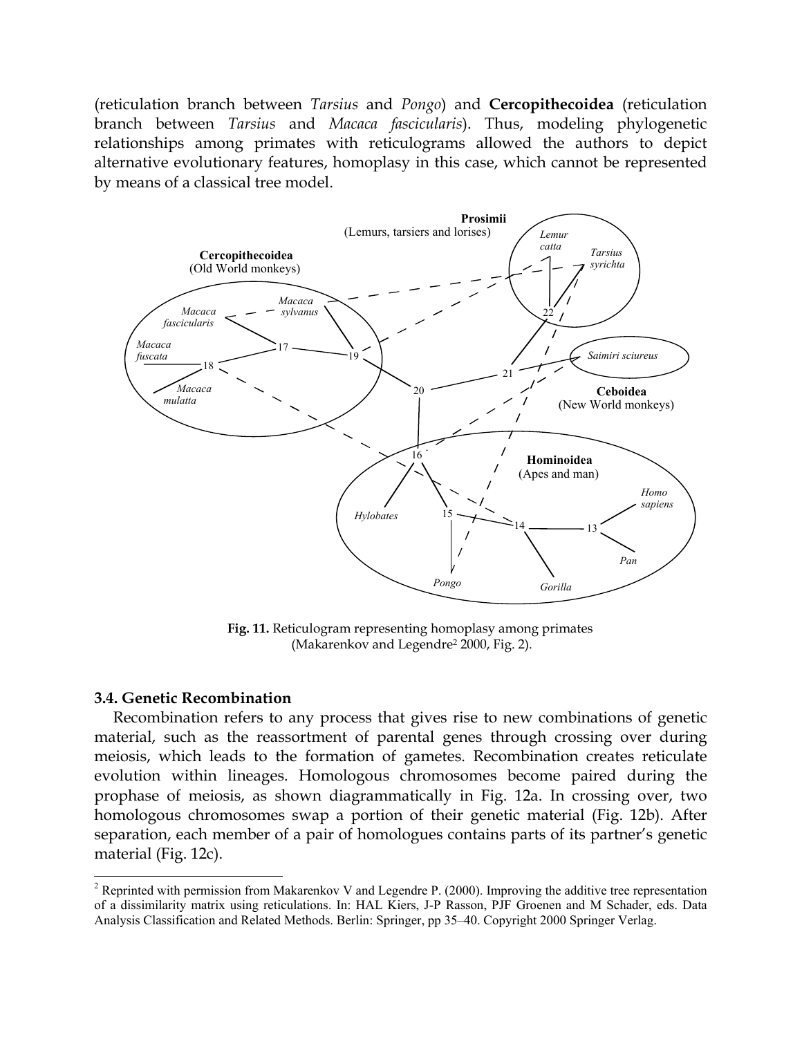(reticulation branch between *Tarsius* and *Pongo*) and **Cercopithecoidea** (reticulation branch between *Tarsius* and *Macaca fascicularis*). Thus, modeling phylogenetic relationships among primates with reticulograms allowed the authors to depict alternative evolutionary features, homoplasy in this case, which cannot be represented by means of a classical tree model.

**Fig. 11.** Reticulogram representing homoplasy among primates (Makarenkov and Legendre[2] 2000, Fig. 2).

### 3.4. Genetic Recombination

Recombination refers to any process that gives rise to new combinations of genetic material, such as the reassortment of parental genes through crossing over during meiosis, which leads to the formation of gametes. Recombination creates reticulate evolution within lineages. Homologous chromosomes become paired during the prophase of meiosis, as shown diagrammatically in Fig. 12a. In crossing over, two homologous chromosomes swap a portion of their genetic material (Fig. 12b). After separation, each member of a pair of homologues contains parts of its partner's genetic material (Fig. 12c).

[2] Reprinted with permission from Makarenkov V and Legendre P. (2000). Improving the additive tree representation of a dissimilarity matrix using reticulations. In: HAL Kiers, J-P Rasson, PJF Groenen and M Schader, eds. Data Analysis Classification and Related Methods. Berlin: Springer, pp 35–40. Copyright 2000 Springer Verlag.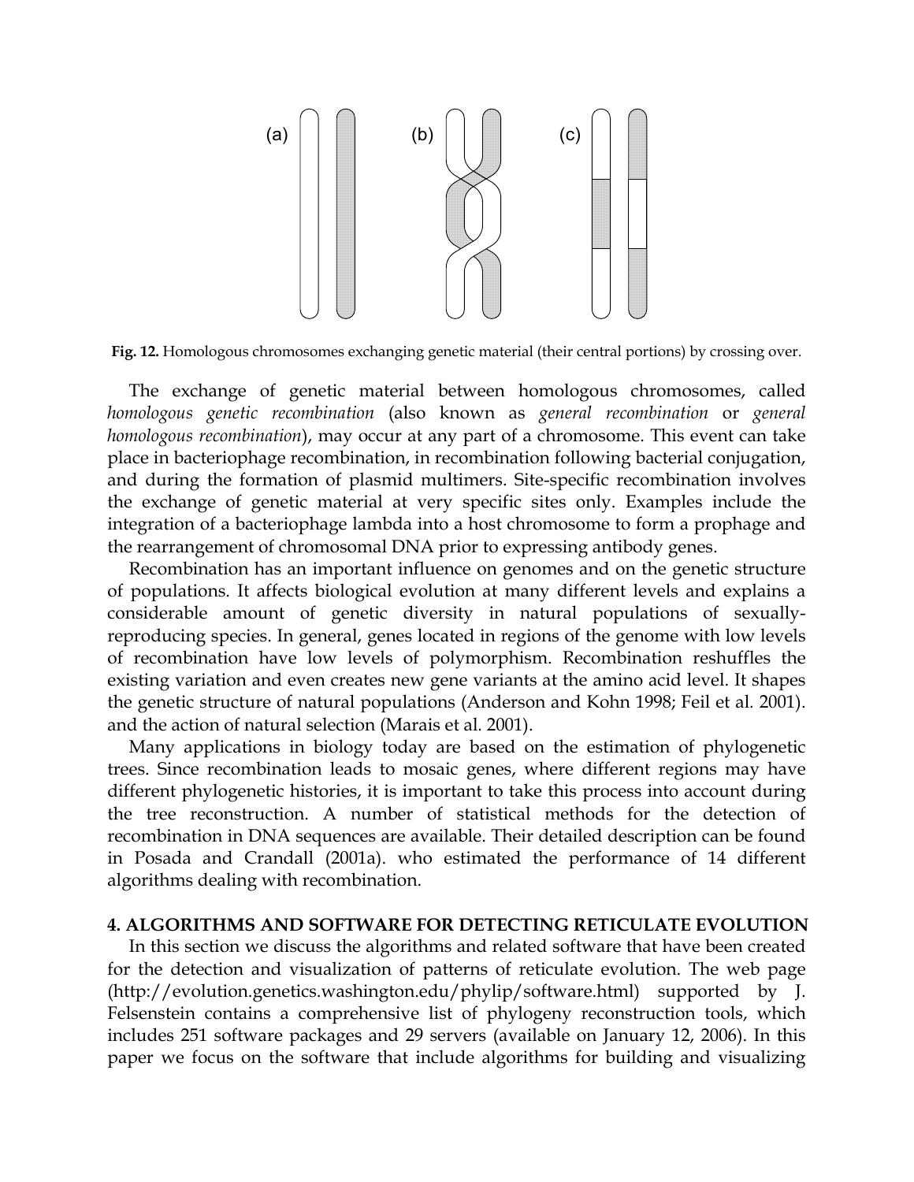(a) (b) (c)

**Fig. 12.** Homologous chromosomes exchanging genetic material (their central portions) by crossing over.

The exchange of genetic material between homologous chromosomes, called *homologous genetic recombination* (also known as *general recombination* or *general homologous recombination*), may occur at any part of a chromosome. This event can take place in bacteriophage recombination, in recombination following bacterial conjugation, and during the formation of plasmid multimers. Site-specific recombination involves the exchange of genetic material at very specific sites only. Examples include the integration of a bacteriophage lambda into a host chromosome to form a prophage and the rearrangement of chromosomal DNA prior to expressing antibody genes.

Recombination has an important influence on genomes and on the genetic structure of populations. It affects biological evolution at many different levels and explains a considerable amount of genetic diversity in natural populations of sexually-reproducing species. In general, genes located in regions of the genome with low levels of recombination have low levels of polymorphism. Recombination reshuffles the existing variation and even creates new gene variants at the amino acid level. It shapes the genetic structure of natural populations (Anderson and Kohn 1998; Feil et al. 2001). and the action of natural selection (Marais et al. 2001).

Many applications in biology today are based on the estimation of phylogenetic trees. Since recombination leads to mosaic genes, where different regions may have different phylogenetic histories, it is important to take this process into account during the tree reconstruction. A number of statistical methods for the detection of recombination in DNA sequences are available. Their detailed description can be found in Posada and Crandall (2001a). who estimated the performance of 14 different algorithms dealing with recombination.

## 4. ALGORITHMS AND SOFTWARE FOR DETECTING RETICULATE EVOLUTION

In this section we discuss the algorithms and related software that have been created for the detection and visualization of patterns of reticulate evolution. The web page (http://evolution.genetics.washington.edu/phylip/software.html) supported by J. Felsenstein contains a comprehensive list of phylogeny reconstruction tools, which includes 251 software packages and 29 servers (available on January 12, 2006). In this paper we focus on the software that include algorithms for building and visualizing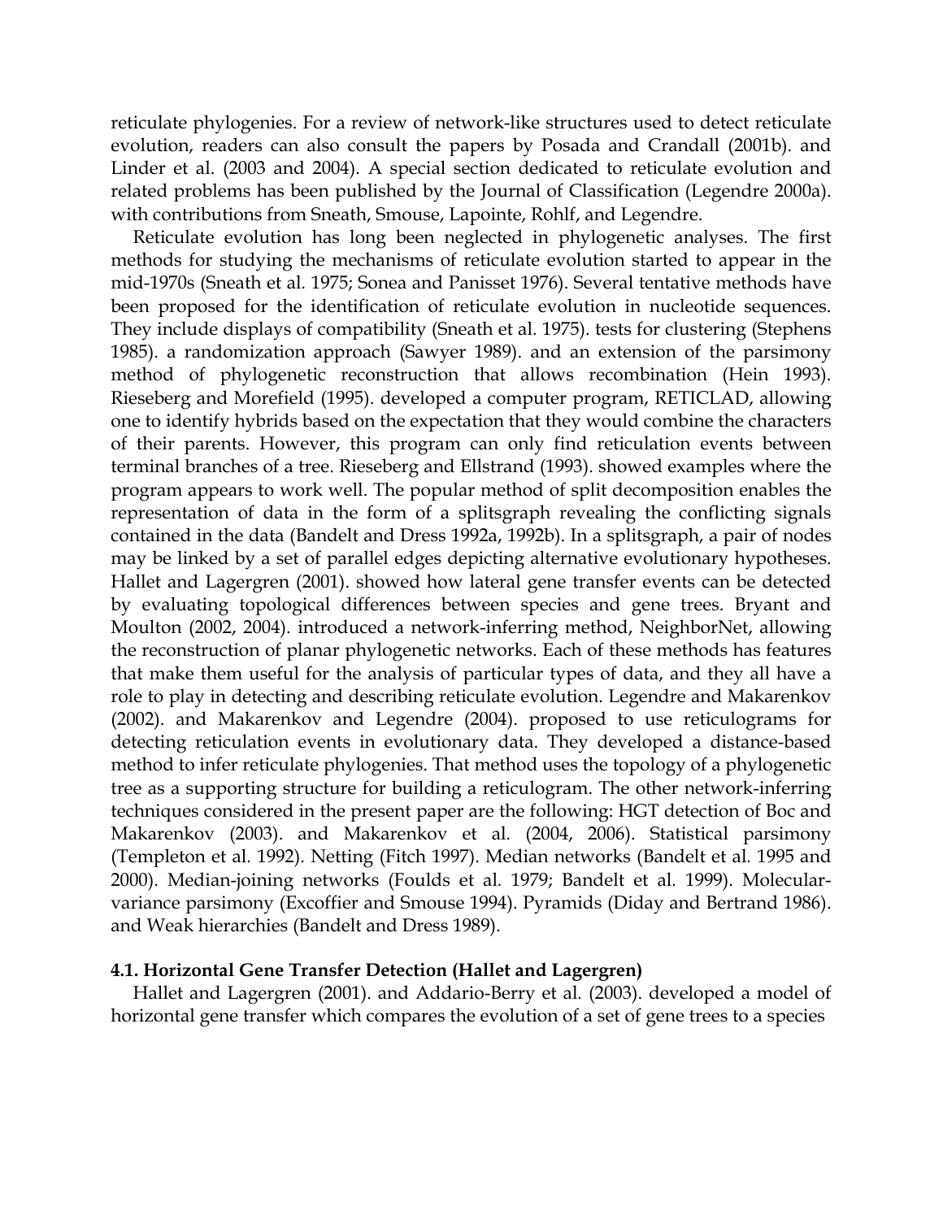reticulate phylogenies. For a review of network-like structures used to detect reticulate evolution, readers can also consult the papers by Posada and Crandall (2001b). and Linder et al. (2003 and 2004). A special section dedicated to reticulate evolution and related problems has been published by the Journal of Classification (Legendre 2000a). with contributions from Sneath, Smouse, Lapointe, Rohlf, and Legendre.

Reticulate evolution has long been neglected in phylogenetic analyses. The first methods for studying the mechanisms of reticulate evolution started to appear in the mid-1970s (Sneath et al. 1975; Sonea and Panisset 1976). Several tentative methods have been proposed for the identification of reticulate evolution in nucleotide sequences. They include displays of compatibility (Sneath et al. 1975). tests for clustering (Stephens 1985). a randomization approach (Sawyer 1989). and an extension of the parsimony method of phylogenetic reconstruction that allows recombination (Hein 1993). Rieseberg and Morefield (1995). developed a computer program, RETICLAD, allowing one to identify hybrids based on the expectation that they would combine the characters of their parents. However, this program can only find reticulation events between terminal branches of a tree. Rieseberg and Ellstrand (1993). showed examples where the program appears to work well. The popular method of split decomposition enables the representation of data in the form of a splitsgraph revealing the conflicting signals contained in the data (Bandelt and Dress 1992a, 1992b). In a splitsgraph, a pair of nodes may be linked by a set of parallel edges depicting alternative evolutionary hypotheses. Hallet and Lagergren (2001). showed how lateral gene transfer events can be detected by evaluating topological differences between species and gene trees. Bryant and Moulton (2002, 2004). introduced a network-inferring method, NeighborNet, allowing the reconstruction of planar phylogenetic networks. Each of these methods has features that make them useful for the analysis of particular types of data, and they all have a role to play in detecting and describing reticulate evolution. Legendre and Makarenkov (2002). and Makarenkov and Legendre (2004). proposed to use reticulograms for detecting reticulation events in evolutionary data. They developed a distance-based method to infer reticulate phylogenies. That method uses the topology of a phylogenetic tree as a supporting structure for building a reticulogram. The other network-inferring techniques considered in the present paper are the following: HGT detection of Boc and Makarenkov (2003). and Makarenkov et al. (2004, 2006). Statistical parsimony (Templeton et al. 1992). Netting (Fitch 1997). Median networks (Bandelt et al. 1995 and 2000). Median-joining networks (Foulds et al. 1979; Bandelt et al. 1999). Molecular-variance parsimony (Excoffier and Smouse 1994). Pyramids (Diday and Bertrand 1986). and Weak hierarchies (Bandelt and Dress 1989).

### 4.1. Horizontal Gene Transfer Detection (Hallet and Lagergren)

Hallet and Lagergren (2001). and Addario-Berry et al. (2003). developed a model of horizontal gene transfer which compares the evolution of a set of gene trees to a species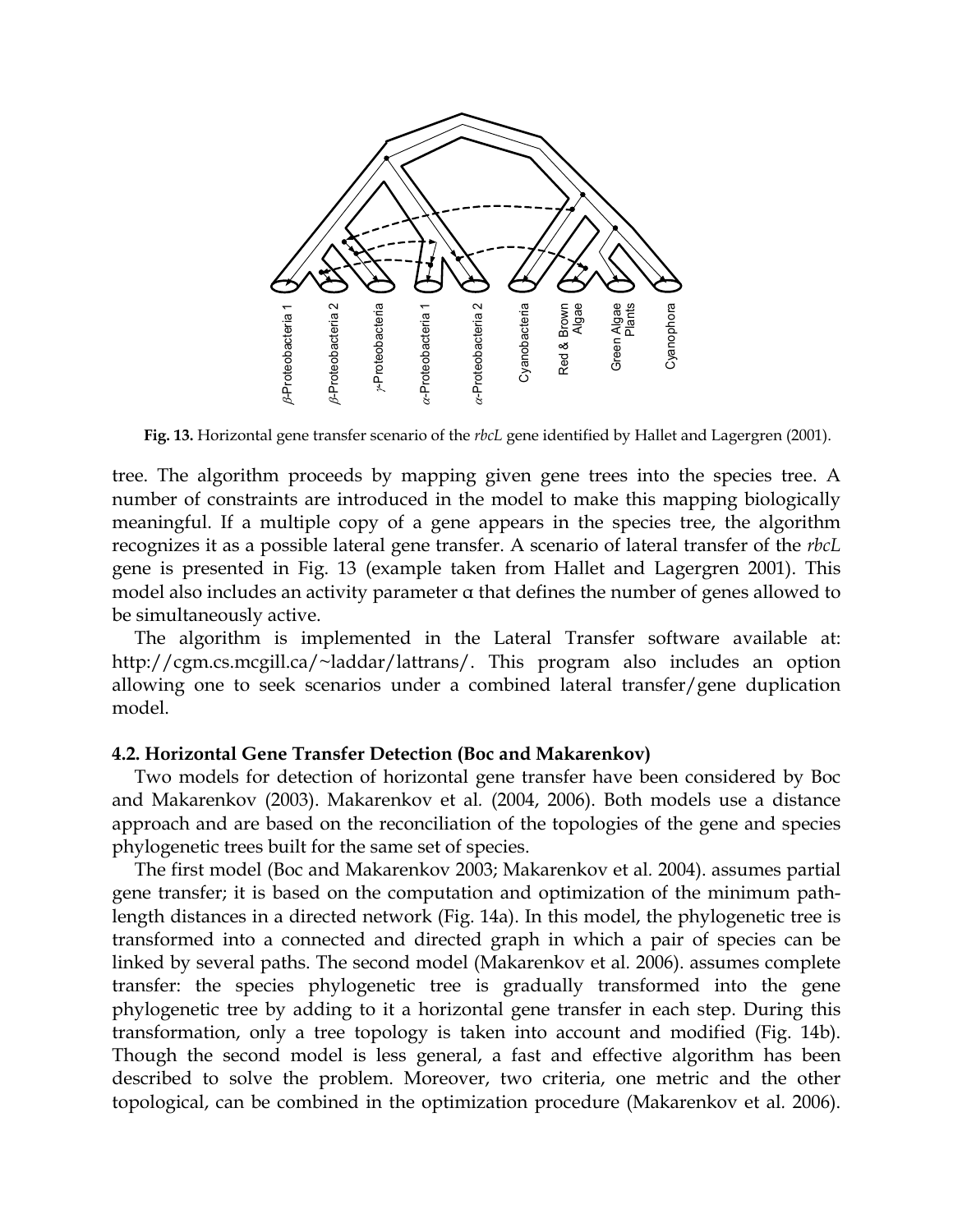**Fig. 13.** Horizontal gene transfer scenario of the *rbcL* gene identified by Hallet and Lagergren (2001).

tree. The algorithm proceeds by mapping given gene trees into the species tree. A number of constraints are introduced in the model to make this mapping biologically meaningful. If a multiple copy of a gene appears in the species tree, the algorithm recognizes it as a possible lateral gene transfer. A scenario of lateral transfer of the *rbcL* gene is presented in Fig. 13 (example taken from Hallet and Lagergren 2001). This model also includes an activity parameter α that defines the number of genes allowed to be simultaneously active.

The algorithm is implemented in the Lateral Transfer software available at: http://cgm.cs.mcgill.ca/~laddar/lattrans/. This program also includes an option allowing one to seek scenarios under a combined lateral transfer/gene duplication model.

#### 4.2. Horizontal Gene Transfer Detection (Boc and Makarenkov)

Two models for detection of horizontal gene transfer have been considered by Boc and Makarenkov (2003). Makarenkov et al. (2004, 2006). Both models use a distance approach and are based on the reconciliation of the topologies of the gene and species phylogenetic trees built for the same set of species.

The first model (Boc and Makarenkov 2003; Makarenkov et al. 2004). assumes partial gene transfer; it is based on the computation and optimization of the minimum path-length distances in a directed network (Fig. 14a). In this model, the phylogenetic tree is transformed into a connected and directed graph in which a pair of species can be linked by several paths. The second model (Makarenkov et al. 2006). assumes complete transfer: the species phylogenetic tree is gradually transformed into the gene phylogenetic tree by adding to it a horizontal gene transfer in each step. During this transformation, only a tree topology is taken into account and modified (Fig. 14b). Though the second model is less general, a fast and effective algorithm has been described to solve the problem. Moreover, two criteria, one metric and the other topological, can be combined in the optimization procedure (Makarenkov et al. 2006).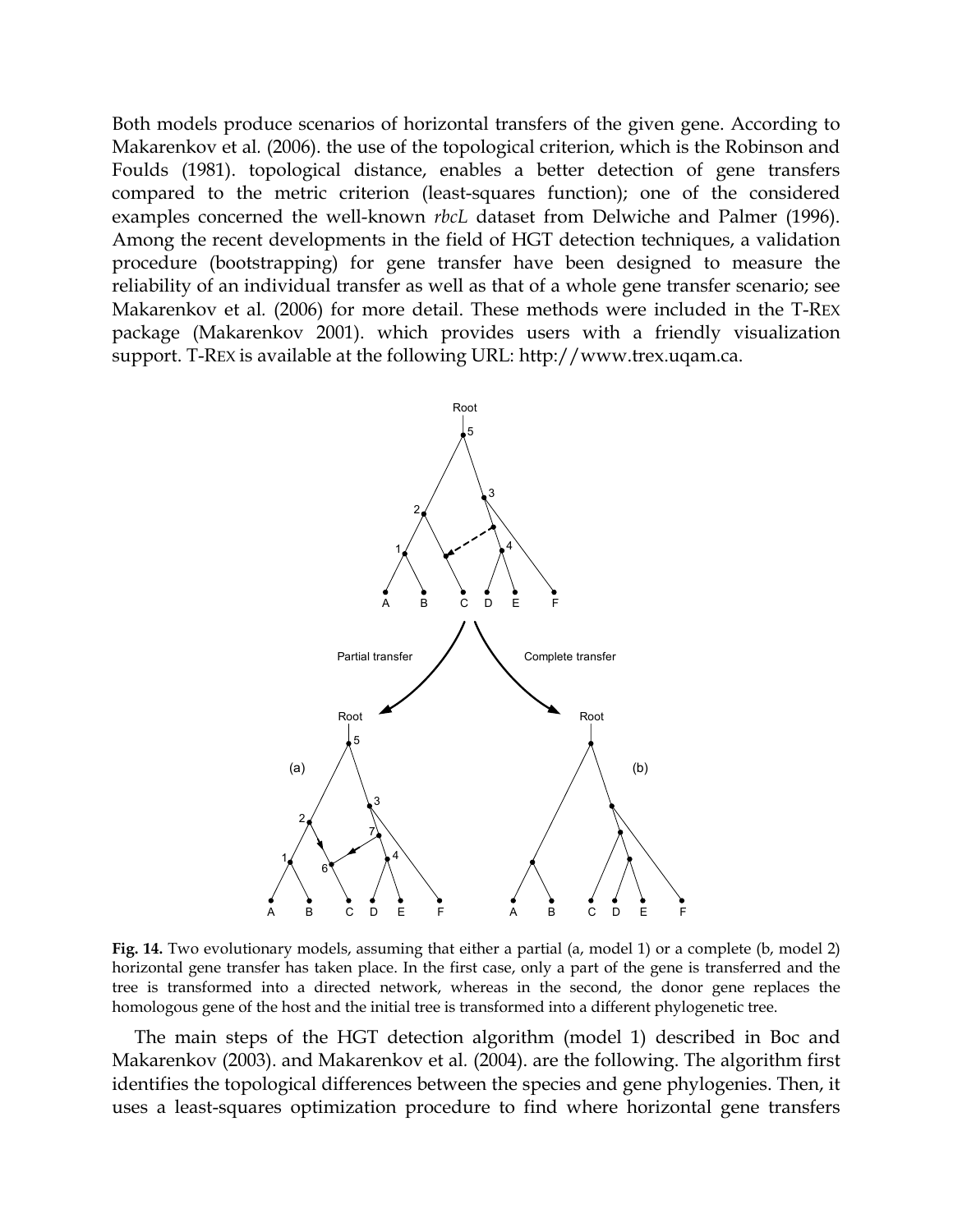Both models produce scenarios of horizontal transfers of the given gene. According to Makarenkov et al. (2006). the use of the topological criterion, which is the Robinson and Foulds (1981). topological distance, enables a better detection of gene transfers compared to the metric criterion (least-squares function); one of the considered examples concerned the well-known *rbcL* dataset from Delwiche and Palmer (1996). Among the recent developments in the field of HGT detection techniques, a validation procedure (bootstrapping) for gene transfer have been designed to measure the reliability of an individual transfer as well as that of a whole gene transfer scenario; see Makarenkov et al. (2006) for more detail. These methods were included in the T-REX package (Makarenkov 2001). which provides users with a friendly visualization support. T-REX is available at the following URL: http://www.trex.uqam.ca.

**Fig. 14.** Two evolutionary models, assuming that either a partial (a, model 1) or a complete (b, model 2) horizontal gene transfer has taken place. In the first case, only a part of the gene is transferred and the tree is transformed into a directed network, whereas in the second, the donor gene replaces the homologous gene of the host and the initial tree is transformed into a different phylogenetic tree.

The main steps of the HGT detection algorithm (model 1) described in Boc and Makarenkov (2003). and Makarenkov et al. (2004). are the following. The algorithm first identifies the topological differences between the species and gene phylogenies. Then, it uses a least-squares optimization procedure to find where horizontal gene transfers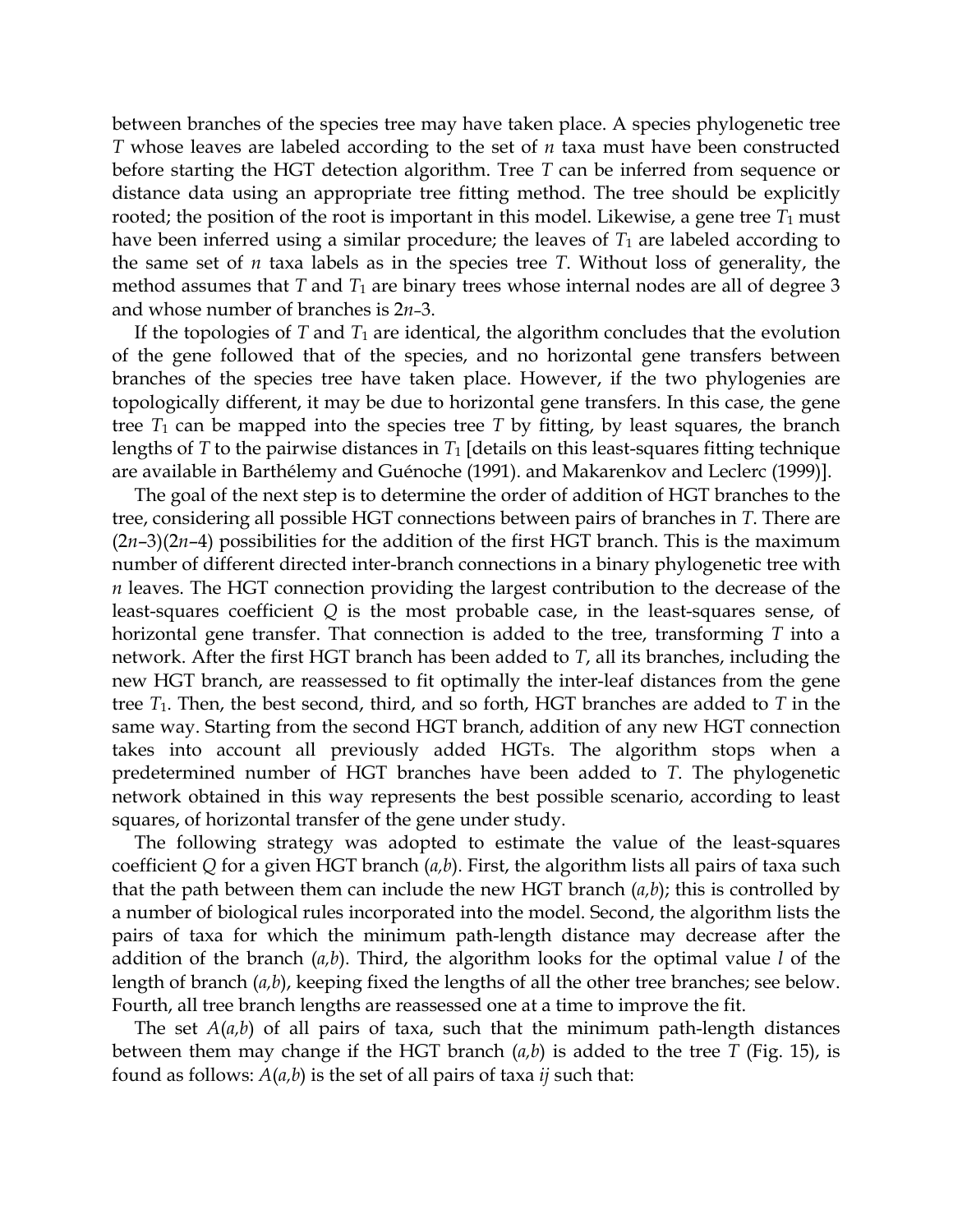between branches of the species tree may have taken place. A species phylogenetic tree $T$ whose leaves are labeled according to the set of $n$ taxa must have been constructed before starting the HGT detection algorithm. Tree $T$ can be inferred from sequence or distance data using an appropriate tree fitting method. The tree should be explicitly rooted; the position of the root is important in this model. Likewise, a gene tree $T_1$ must have been inferred using a similar procedure; the leaves of $T_1$ are labeled according to the same set of $n$ taxa labels as in the species tree $T$. Without loss of generality, the method assumes that $T$ and $T_1$ are binary trees whose internal nodes are all of degree 3 and whose number of branches is $2n$–3.

If the topologies of $T$ and $T_1$ are identical, the algorithm concludes that the evolution of the gene followed that of the species, and no horizontal gene transfers between branches of the species tree have taken place. However, if the two phylogenies are topologically different, it may be due to horizontal gene transfers. In this case, the gene tree $T_1$ can be mapped into the species tree $T$ by fitting, by least squares, the branch lengths of $T$ to the pairwise distances in $T_1$ [details on this least-squares fitting technique are available in Barthélemy and Guénoche (1991). and Makarenkov and Leclerc (1999)].

The goal of the next step is to determine the order of addition of HGT branches to the tree, considering all possible HGT connections between pairs of branches in $T$. There are $(2n–3)(2n–4)$ possibilities for the addition of the first HGT branch. This is the maximum number of different directed inter-branch connections in a binary phylogenetic tree with $n$ leaves. The HGT connection providing the largest contribution to the decrease of the least-squares coefficient $Q$ is the most probable case, in the least-squares sense, of horizontal gene transfer. That connection is added to the tree, transforming $T$ into a network. After the first HGT branch has been added to $T$, all its branches, including the new HGT branch, are reassessed to fit optimally the inter-leaf distances from the gene tree $T_1$. Then, the best second, third, and so forth, HGT branches are added to $T$ in the same way. Starting from the second HGT branch, addition of any new HGT connection takes into account all previously added HGTs. The algorithm stops when a predetermined number of HGT branches have been added to $T$. The phylogenetic network obtained in this way represents the best possible scenario, according to least squares, of horizontal transfer of the gene under study.

The following strategy was adopted to estimate the value of the least-squares coefficient $Q$ for a given HGT branch $(a,b)$. First, the algorithm lists all pairs of taxa such that the path between them can include the new HGT branch $(a,b)$; this is controlled by a number of biological rules incorporated into the model. Second, the algorithm lists the pairs of taxa for which the minimum path-length distance may decrease after the addition of the branch $(a,b)$. Third, the algorithm looks for the optimal value $l$ of the length of branch $(a,b)$, keeping fixed the lengths of all the other tree branches; see below. Fourth, all tree branch lengths are reassessed one at a time to improve the fit.

The set $A(a,b)$ of all pairs of taxa, such that the minimum path-length distances between them may change if the HGT branch $(a,b)$ is added to the tree $T$ (Fig. 15), is found as follows: $A(a,b)$ is the set of all pairs of taxa $ij$ such that: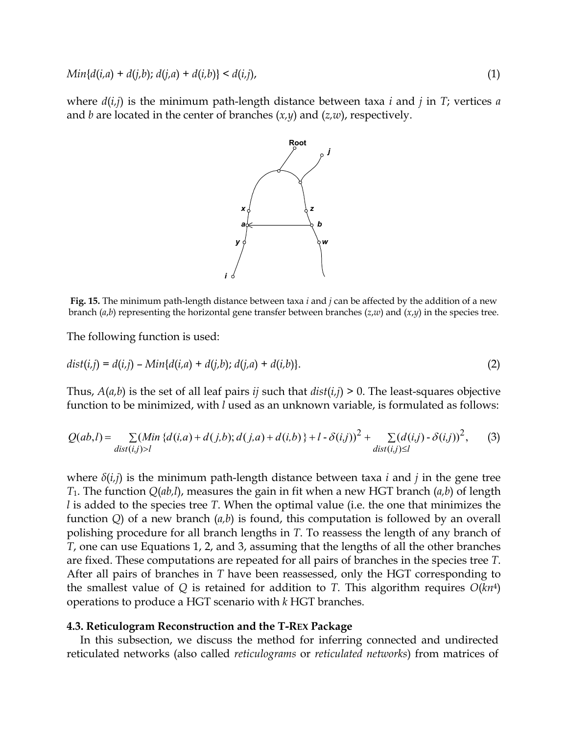$$Min\{d(i,a) + d(j,b); d(j,a) + d(i,b)\} < d(i,j), \tag{1}$$

where $d(i,j)$ is the minimum path-length distance between taxa $i$ and $j$ in $T$; vertices $a$ and $b$ are located in the center of branches $(x,y)$ and $(z,w)$, respectively.

**Fig. 15.** The minimum path-length distance between taxa $i$ and $j$ can be affected by the addition of a new branch $(a,b)$ representing the horizontal gene transfer between branches $(z,w)$ and $(x,y)$ in the species tree.

The following function is used:

$$dist(i,j) = d(i,j) - Min\{d(i,a) + d(j,b); d(j,a) + d(i,b)\}. \tag{2}$$

Thus, $A(a,b)$ is the set of all leaf pairs $ij$ such that $dist(i,j) > 0$. The least-squares objective function to be minimized, with $l$ used as an unknown variable, is formulated as follows:

$$Q(ab,l) = \sum_{dist(i,j)>l} (Min\{d(i,a)+d(j,b); d(j,a)+d(i,b)\} + l - \delta(i,j))^2 + \sum_{dist(i,j)\leq l} (d(i,j) - \delta(i,j))^2, \tag{3}$$

where $\delta(i,j)$ is the minimum path-length distance between taxa $i$ and $j$ in the gene tree $T_1$. The function $Q(ab,l)$, measures the gain in fit when a new HGT branch $(a,b)$ of length $l$ is added to the species tree $T$. When the optimal value (i.e. the one that minimizes the function $Q$) of a new branch $(a,b)$ is found, this computation is followed by an overall polishing procedure for all branch lengths in $T$. To reassess the length of any branch of $T$, one can use Equations 1, 2, and 3, assuming that the lengths of all the other branches are fixed. These computations are repeated for all pairs of branches in the species tree $T$. After all pairs of branches in $T$ have been reassessed, only the HGT corresponding to the smallest value of $Q$ is retained for addition to $T$. This algorithm requires $O(kn^4)$ operations to produce a HGT scenario with $k$ HGT branches.

### 4.3. Reticulogram Reconstruction and the T-REX Package

In this subsection, we discuss the method for inferring connected and undirected reticulated networks (also called *reticulograms* or *reticulated networks*) from matrices of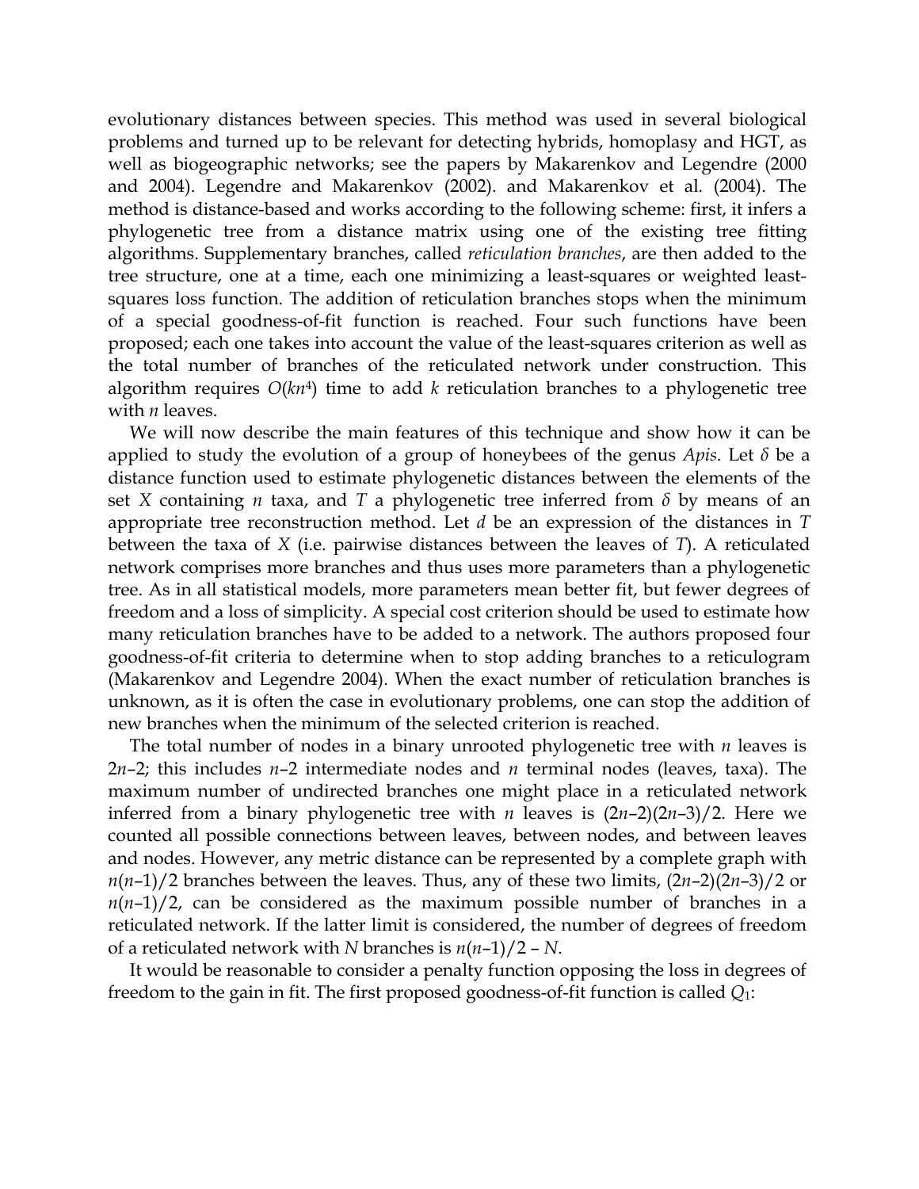evolutionary distances between species. This method was used in several biological problems and turned up to be relevant for detecting hybrids, homoplasy and HGT, as well as biogeographic networks; see the papers by Makarenkov and Legendre (2000 and 2004). Legendre and Makarenkov (2002). and Makarenkov et al. (2004). The method is distance-based and works according to the following scheme: first, it infers a phylogenetic tree from a distance matrix using one of the existing tree fitting algorithms. Supplementary branches, called *reticulation branches*, are then added to the tree structure, one at a time, each one minimizing a least-squares or weighted least-squares loss function. The addition of reticulation branches stops when the minimum of a special goodness-of-fit function is reached. Four such functions have been proposed; each one takes into account the value of the least-squares criterion as well as the total number of branches of the reticulated network under construction. This algorithm requires $O(kn^4)$ time to add $k$ reticulation branches to a phylogenetic tree with $n$ leaves.

We will now describe the main features of this technique and show how it can be applied to study the evolution of a group of honeybees of the genus *Apis*. Let $\delta$ be a distance function used to estimate phylogenetic distances between the elements of the set $X$ containing $n$ taxa, and $T$ a phylogenetic tree inferred from $\delta$ by means of an appropriate tree reconstruction method. Let $d$ be an expression of the distances in $T$ between the taxa of $X$ (i.e. pairwise distances between the leaves of $T$). A reticulated network comprises more branches and thus uses more parameters than a phylogenetic tree. As in all statistical models, more parameters mean better fit, but fewer degrees of freedom and a loss of simplicity. A special cost criterion should be used to estimate how many reticulation branches have to be added to a network. The authors proposed four goodness-of-fit criteria to determine when to stop adding branches to a reticulogram (Makarenkov and Legendre 2004). When the exact number of reticulation branches is unknown, as it is often the case in evolutionary problems, one can stop the addition of new branches when the minimum of the selected criterion is reached.

The total number of nodes in a binary unrooted phylogenetic tree with $n$ leaves is $2n–2$; this includes $n–2$ intermediate nodes and $n$ terminal nodes (leaves, taxa). The maximum number of undirected branches one might place in a reticulated network inferred from a binary phylogenetic tree with $n$ leaves is $(2n–2)(2n–3)/2$. Here we counted all possible connections between leaves, between nodes, and between leaves and nodes. However, any metric distance can be represented by a complete graph with $n(n–1)/2$ branches between the leaves. Thus, any of these two limits, $(2n–2)(2n–3)/2$ or $n(n–1)/2$, can be considered as the maximum possible number of branches in a reticulated network. If the latter limit is considered, the number of degrees of freedom of a reticulated network with $N$ branches is $n(n–1)/2 – N$.

It would be reasonable to consider a penalty function opposing the loss in degrees of freedom to the gain in fit. The first proposed goodness-of-fit function is called $Q_1$: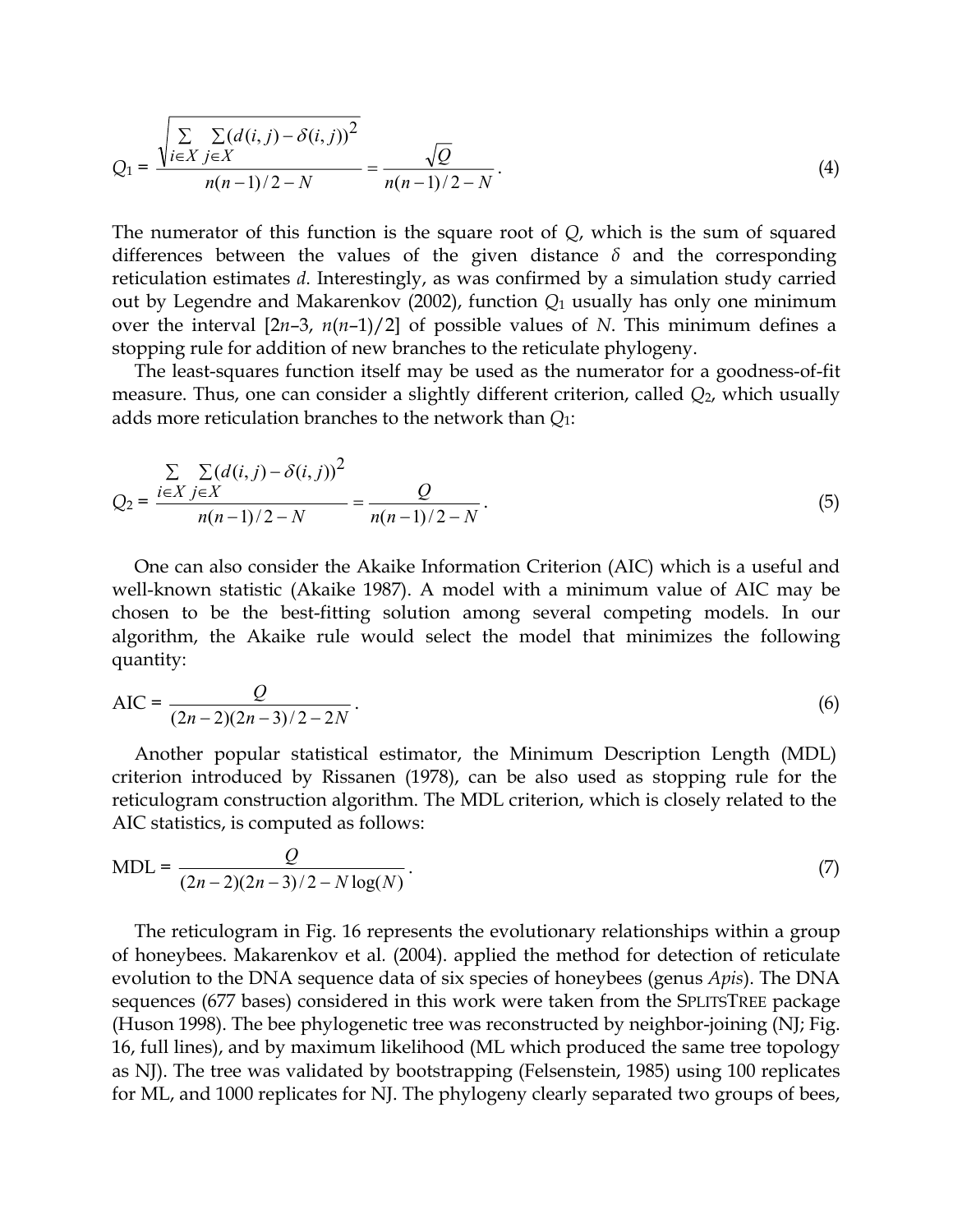$$Q_1 = \frac{\sqrt{\sum_{i \in X} \sum_{j \in X} (d(i,j) - \delta(i,j))^2}}{n(n-1)/2 - N} = \frac{\sqrt{Q}}{n(n-1)/2 - N}. \tag{4}$$

The numerator of this function is the square root of $Q$, which is the sum of squared differences between the values of the given distance $\delta$ and the corresponding reticulation estimates $d$. Interestingly, as was confirmed by a simulation study carried out by Legendre and Makarenkov (2002), function $Q_1$ usually has only one minimum over the interval $[2n-3, n(n-1)/2]$ of possible values of $N$. This minimum defines a stopping rule for addition of new branches to the reticulate phylogeny.

The least-squares function itself may be used as the numerator for a goodness-of-fit measure. Thus, one can consider a slightly different criterion, called $Q_2$, which usually adds more reticulation branches to the network than $Q_1$:

$$Q_2 = \frac{\sum_{i \in X} \sum_{j \in X} (d(i,j) - \delta(i,j))^2}{n(n-1)/2 - N} = \frac{Q}{n(n-1)/2 - N}. \tag{5}$$

One can also consider the Akaike Information Criterion (AIC) which is a useful and well-known statistic (Akaike 1987). A model with a minimum value of AIC may be chosen to be the best-fitting solution among several competing models. In our algorithm, the Akaike rule would select the model that minimizes the following quantity:

$$\text{AIC} = \frac{Q}{(2n-2)(2n-3)/2 - 2N}. \tag{6}$$

Another popular statistical estimator, the Minimum Description Length (MDL) criterion introduced by Rissanen (1978), can be also used as stopping rule for the reticulogram construction algorithm. The MDL criterion, which is closely related to the AIC statistics, is computed as follows:

$$\text{MDL} = \frac{Q}{(2n-2)(2n-3)/2 - N\log(N)}. \tag{7}$$

The reticulogram in Fig. 16 represents the evolutionary relationships within a group of honeybees. Makarenkov et al. (2004). applied the method for detection of reticulate evolution to the DNA sequence data of six species of honeybees (genus *Apis*). The DNA sequences (677 bases) considered in this work were taken from the SPLITSTREE package (Huson 1998). The bee phylogenetic tree was reconstructed by neighbor-joining (NJ; Fig. 16, full lines), and by maximum likelihood (ML which produced the same tree topology as NJ). The tree was validated by bootstrapping (Felsenstein, 1985) using 100 replicates for ML, and 1000 replicates for NJ. The phylogeny clearly separated two groups of bees,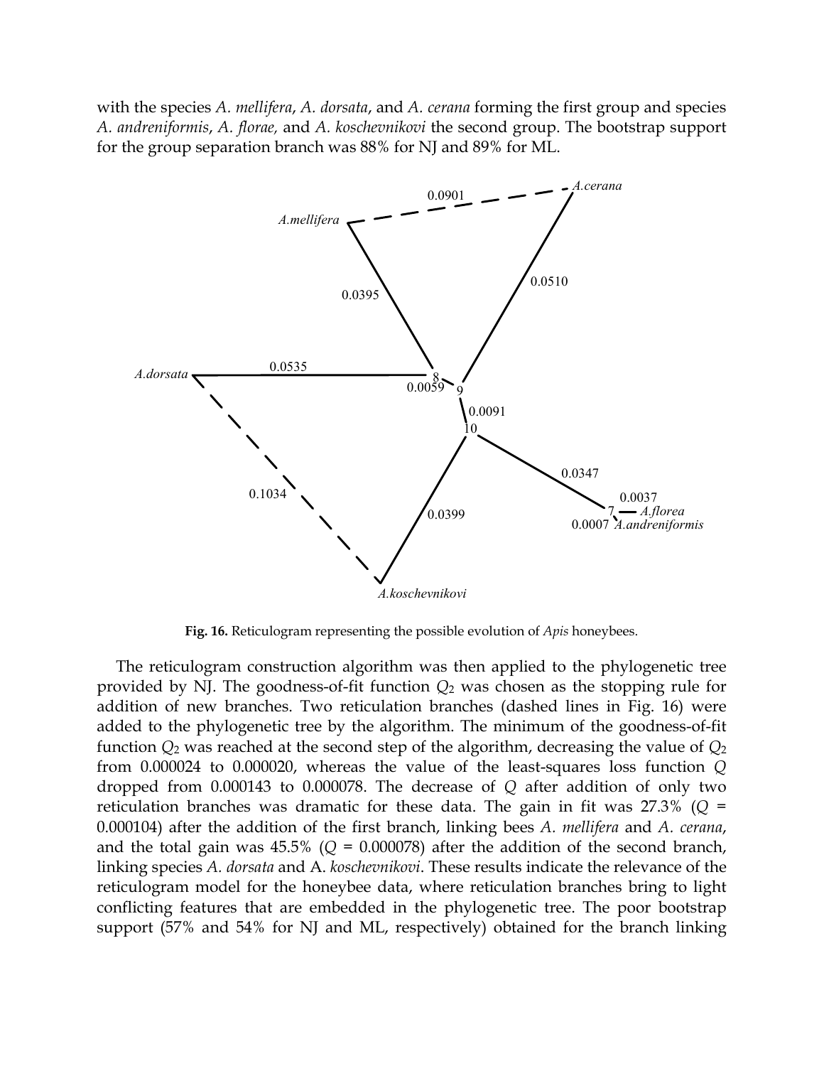with the species *A. mellifera*, *A. dorsata*, and *A. cerana* forming the first group and species *A. andreniformis*, *A. florae,* and *A. koschevnikovi* the second group. The bootstrap support for the group separation branch was 88% for NJ and 89% for ML.

**Fig. 16.** Reticulogram representing the possible evolution of *Apis* honeybees.

The reticulogram construction algorithm was then applied to the phylogenetic tree provided by NJ. The goodness-of-fit function $Q_2$ was chosen as the stopping rule for addition of new branches. Two reticulation branches (dashed lines in Fig. 16) were added to the phylogenetic tree by the algorithm. The minimum of the goodness-of-fit function $Q_2$ was reached at the second step of the algorithm, decreasing the value of $Q_2$ from 0.000024 to 0.000020, whereas the value of the least-squares loss function $Q$ dropped from 0.000143 to 0.000078. The decrease of $Q$ after addition of only two reticulation branches was dramatic for these data. The gain in fit was 27.3% ($Q$ = 0.000104) after the addition of the first branch, linking bees *A. mellifera* and *A. cerana*, and the total gain was 45.5% ($Q$ = 0.000078) after the addition of the second branch, linking species *A. dorsata* and A. *koschevnikovi*. These results indicate the relevance of the reticulogram model for the honeybee data, where reticulation branches bring to light conflicting features that are embedded in the phylogenetic tree. The poor bootstrap support (57% and 54% for NJ and ML, respectively) obtained for the branch linking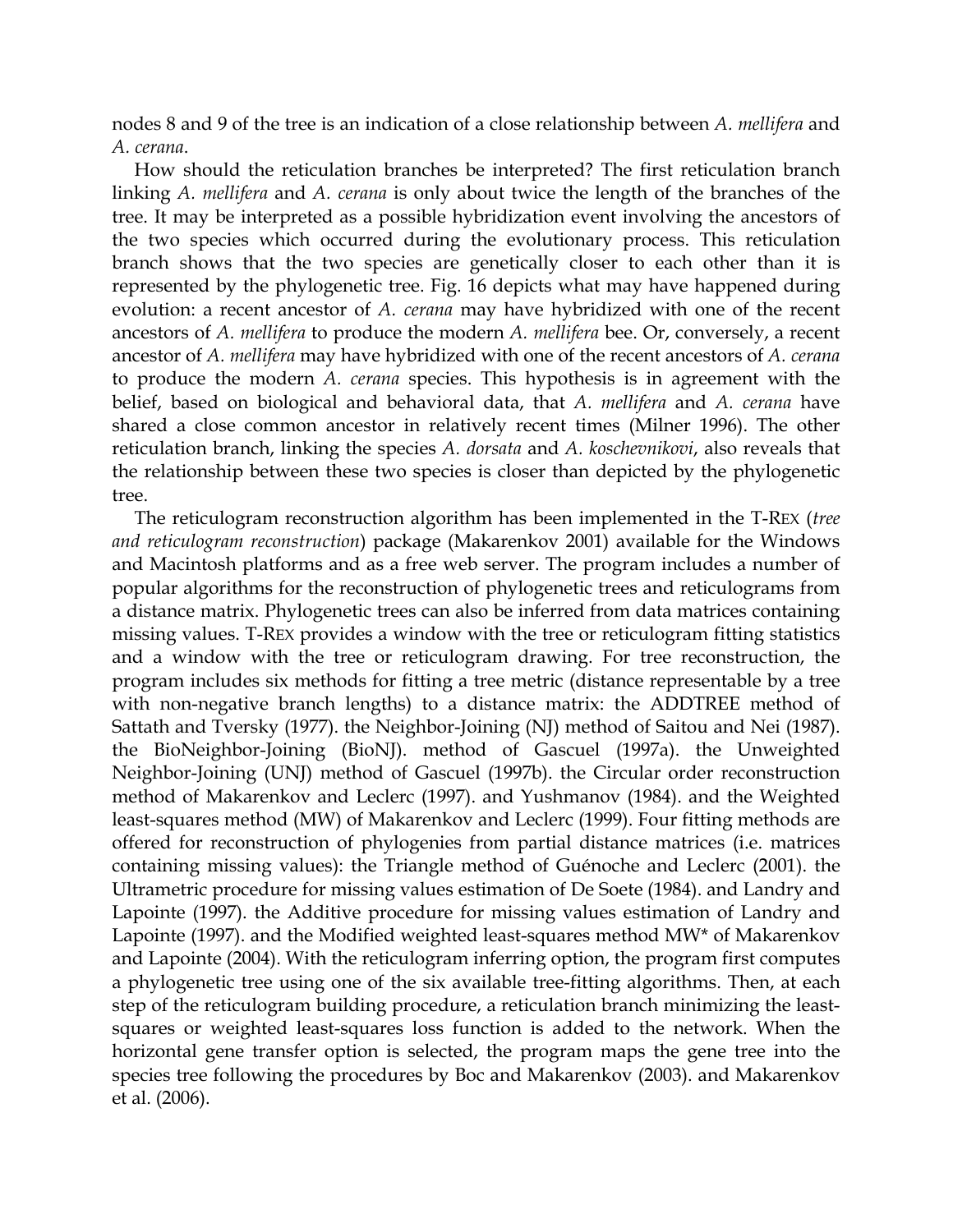nodes 8 and 9 of the tree is an indication of a close relationship between *A. mellifera* and *A. cerana*.

How should the reticulation branches be interpreted? The first reticulation branch linking *A. mellifera* and *A. cerana* is only about twice the length of the branches of the tree. It may be interpreted as a possible hybridization event involving the ancestors of the two species which occurred during the evolutionary process. This reticulation branch shows that the two species are genetically closer to each other than it is represented by the phylogenetic tree. Fig. 16 depicts what may have happened during evolution: a recent ancestor of *A. cerana* may have hybridized with one of the recent ancestors of *A. mellifera* to produce the modern *A. mellifera* bee. Or, conversely, a recent ancestor of *A. mellifera* may have hybridized with one of the recent ancestors of *A. cerana* to produce the modern *A. cerana* species. This hypothesis is in agreement with the belief, based on biological and behavioral data, that *A. mellifera* and *A. cerana* have shared a close common ancestor in relatively recent times (Milner 1996). The other reticulation branch, linking the species *A. dorsata* and *A. koschevnikovi*, also reveals that the relationship between these two species is closer than depicted by the phylogenetic tree.

The reticulogram reconstruction algorithm has been implemented in the T-REX (*tree and reticulogram reconstruction*) package (Makarenkov 2001) available for the Windows and Macintosh platforms and as a free web server. The program includes a number of popular algorithms for the reconstruction of phylogenetic trees and reticulograms from a distance matrix. Phylogenetic trees can also be inferred from data matrices containing missing values. T-REX provides a window with the tree or reticulogram fitting statistics and a window with the tree or reticulogram drawing. For tree reconstruction, the program includes six methods for fitting a tree metric (distance representable by a tree with non-negative branch lengths) to a distance matrix: the ADDTREE method of Sattath and Tversky (1977). the Neighbor-Joining (NJ) method of Saitou and Nei (1987). the BioNeighbor-Joining (BioNJ). method of Gascuel (1997a). the Unweighted Neighbor-Joining (UNJ) method of Gascuel (1997b). the Circular order reconstruction method of Makarenkov and Leclerc (1997). and Yushmanov (1984). and the Weighted least-squares method (MW) of Makarenkov and Leclerc (1999). Four fitting methods are offered for reconstruction of phylogenies from partial distance matrices (i.e. matrices containing missing values): the Triangle method of Guénoche and Leclerc (2001). the Ultrametric procedure for missing values estimation of De Soete (1984). and Landry and Lapointe (1997). the Additive procedure for missing values estimation of Landry and Lapointe (1997). and the Modified weighted least-squares method MW* of Makarenkov and Lapointe (2004). With the reticulogram inferring option, the program first computes a phylogenetic tree using one of the six available tree-fitting algorithms. Then, at each step of the reticulogram building procedure, a reticulation branch minimizing the least-squares or weighted least-squares loss function is added to the network. When the horizontal gene transfer option is selected, the program maps the gene tree into the species tree following the procedures by Boc and Makarenkov (2003). and Makarenkov et al. (2006).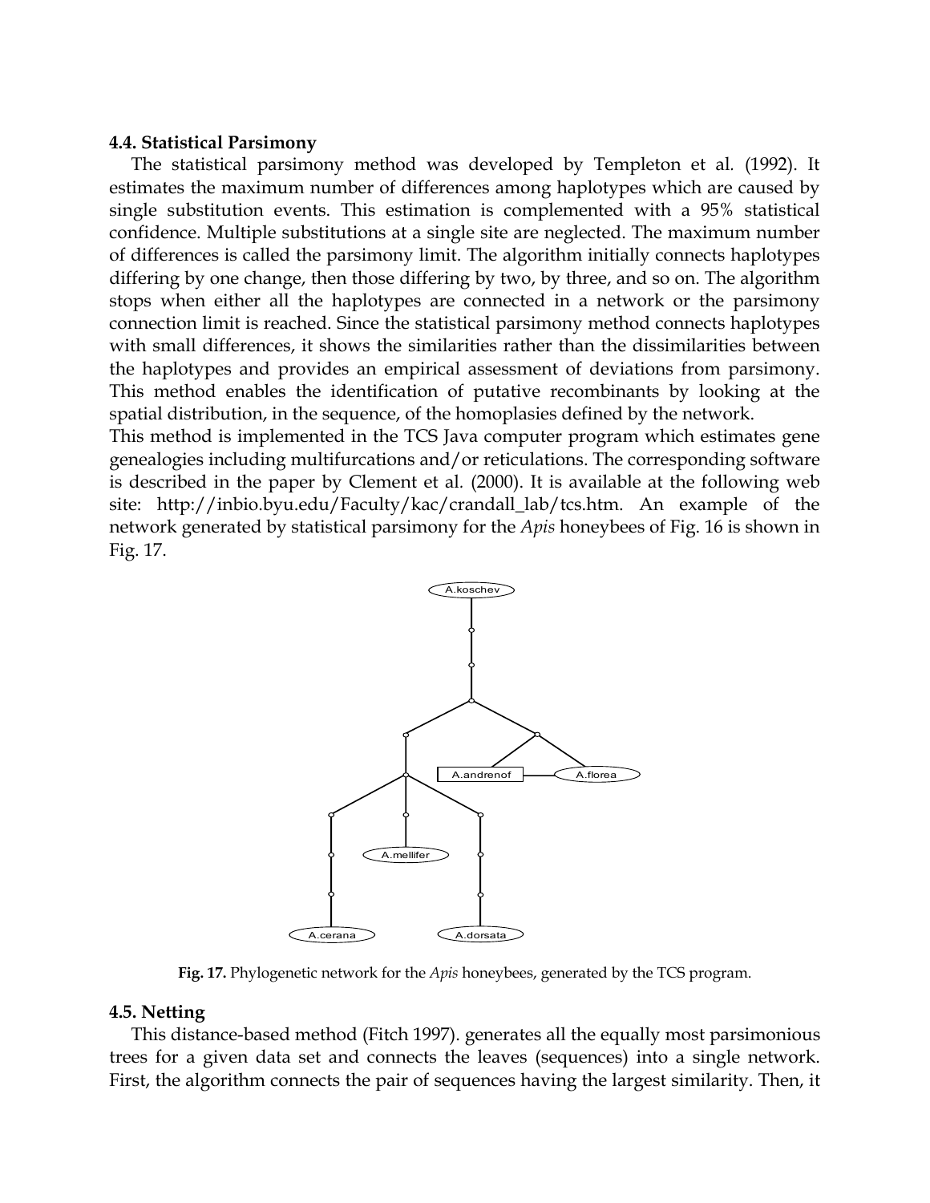### 4.4. Statistical Parsimony

The statistical parsimony method was developed by Templeton et al. (1992). It estimates the maximum number of differences among haplotypes which are caused by single substitution events. This estimation is complemented with a 95% statistical confidence. Multiple substitutions at a single site are neglected. The maximum number of differences is called the parsimony limit. The algorithm initially connects haplotypes differing by one change, then those differing by two, by three, and so on. The algorithm stops when either all the haplotypes are connected in a network or the parsimony connection limit is reached. Since the statistical parsimony method connects haplotypes with small differences, it shows the similarities rather than the dissimilarities between the haplotypes and provides an empirical assessment of deviations from parsimony. This method enables the identification of putative recombinants by looking at the spatial distribution, in the sequence, of the homoplasies defined by the network.

This method is implemented in the TCS Java computer program which estimates gene genealogies including multifurcations and/or reticulations. The corresponding software is described in the paper by Clement et al. (2000). It is available at the following web site: http://inbio.byu.edu/Faculty/kac/crandall_lab/tcs.htm. An example of the network generated by statistical parsimony for the *Apis* honeybees of Fig. 16 is shown in Fig. 17.

**Fig. 17.** Phylogenetic network for the *Apis* honeybees, generated by the TCS program.

### 4.5. Netting

This distance-based method (Fitch 1997). generates all the equally most parsimonious trees for a given data set and connects the leaves (sequences) into a single network. First, the algorithm connects the pair of sequences having the largest similarity. Then, it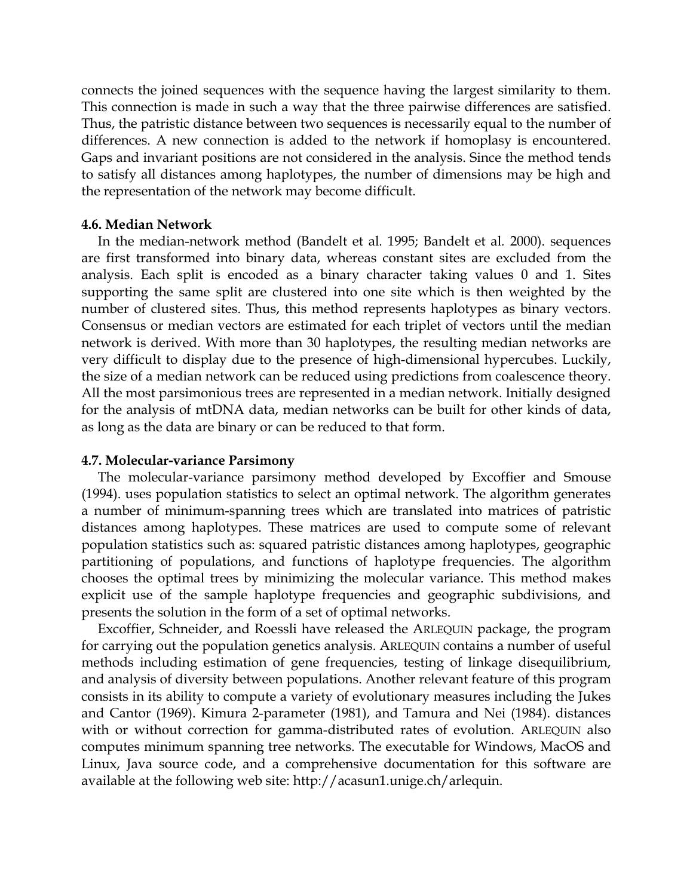connects the joined sequences with the sequence having the largest similarity to them. This connection is made in such a way that the three pairwise differences are satisfied. Thus, the patristic distance between two sequences is necessarily equal to the number of differences. A new connection is added to the network if homoplasy is encountered. Gaps and invariant positions are not considered in the analysis. Since the method tends to satisfy all distances among haplotypes, the number of dimensions may be high and the representation of the network may become difficult.

### 4.6. Median Network

In the median-network method (Bandelt et al. 1995; Bandelt et al. 2000). sequences are first transformed into binary data, whereas constant sites are excluded from the analysis. Each split is encoded as a binary character taking values 0 and 1. Sites supporting the same split are clustered into one site which is then weighted by the number of clustered sites. Thus, this method represents haplotypes as binary vectors. Consensus or median vectors are estimated for each triplet of vectors until the median network is derived. With more than 30 haplotypes, the resulting median networks are very difficult to display due to the presence of high-dimensional hypercubes. Luckily, the size of a median network can be reduced using predictions from coalescence theory. All the most parsimonious trees are represented in a median network. Initially designed for the analysis of mtDNA data, median networks can be built for other kinds of data, as long as the data are binary or can be reduced to that form.

### 4.7. Molecular-variance Parsimony

The molecular-variance parsimony method developed by Excoffier and Smouse (1994). uses population statistics to select an optimal network. The algorithm generates a number of minimum-spanning trees which are translated into matrices of patristic distances among haplotypes. These matrices are used to compute some of relevant population statistics such as: squared patristic distances among haplotypes, geographic partitioning of populations, and functions of haplotype frequencies. The algorithm chooses the optimal trees by minimizing the molecular variance. This method makes explicit use of the sample haplotype frequencies and geographic subdivisions, and presents the solution in the form of a set of optimal networks.

Excoffier, Schneider, and Roessli have released the ARLEQUIN package, the program for carrying out the population genetics analysis. ARLEQUIN contains a number of useful methods including estimation of gene frequencies, testing of linkage disequilibrium, and analysis of diversity between populations. Another relevant feature of this program consists in its ability to compute a variety of evolutionary measures including the Jukes and Cantor (1969). Kimura 2-parameter (1981), and Tamura and Nei (1984). distances with or without correction for gamma-distributed rates of evolution. ARLEQUIN also computes minimum spanning tree networks. The executable for Windows, MacOS and Linux, Java source code, and a comprehensive documentation for this software are available at the following web site: http://acasun1.unige.ch/arlequin.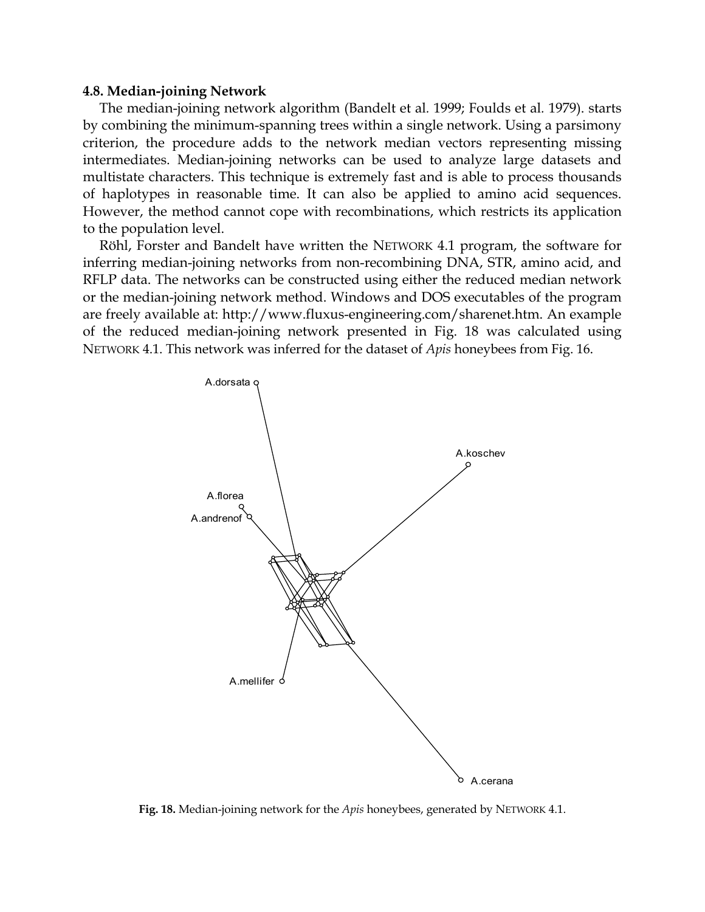### 4.8. Median-joining Network

The median-joining network algorithm (Bandelt et al. 1999; Foulds et al. 1979). starts by combining the minimum-spanning trees within a single network. Using a parsimony criterion, the procedure adds to the network median vectors representing missing intermediates. Median-joining networks can be used to analyze large datasets and multistate characters. This technique is extremely fast and is able to process thousands of haplotypes in reasonable time. It can also be applied to amino acid sequences. However, the method cannot cope with recombinations, which restricts its application to the population level.

Röhl, Forster and Bandelt have written the NETWORK 4.1 program, the software for inferring median-joining networks from non-recombining DNA, STR, amino acid, and RFLP data. The networks can be constructed using either the reduced median network or the median-joining network method. Windows and DOS executables of the program are freely available at: http://www.fluxus-engineering.com/sharenet.htm. An example of the reduced median-joining network presented in Fig. 18 was calculated using NETWORK 4.1. This network was inferred for the dataset of *Apis* honeybees from Fig. 16.

**Fig. 18.** Median-joining network for the *Apis* honeybees, generated by NETWORK 4.1.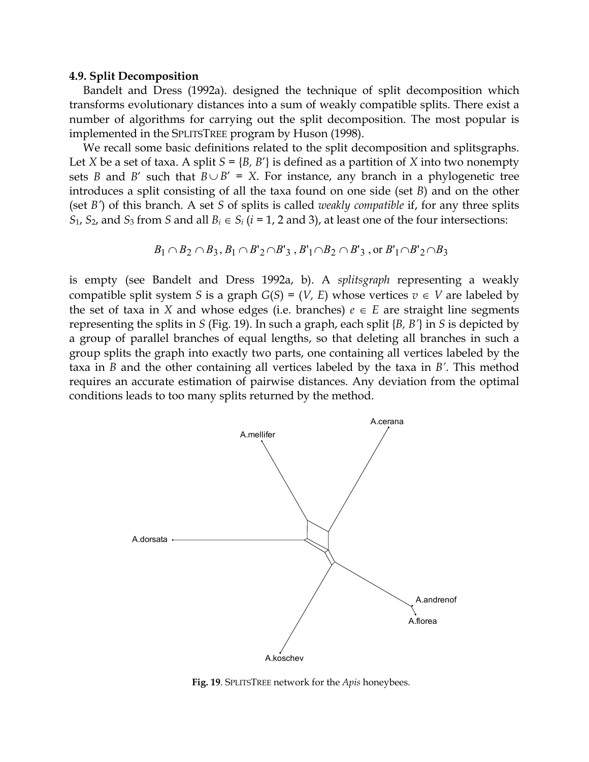### 4.9. Split Decomposition

Bandelt and Dress (1992a). designed the technique of split decomposition which transforms evolutionary distances into a sum of weakly compatible splits. There exist a number of algorithms for carrying out the split decomposition. The most popular is implemented in the SPLITSTREE program by Huson (1998).

We recall some basic definitions related to the split decomposition and splitsgraphs. Let $X$ be a set of taxa. A split $S = \{B, B'\}$ is defined as a partition of $X$ into two nonempty sets $B$ and $B'$ such that $B \cup B' = X$. For instance, any branch in a phylogenetic tree introduces a split consisting of all the taxa found on one side (set $B$) and on the other (set $B'$) of this branch. A set $S$ of splits is called *weakly compatible* if, for any three splits $S_1$, $S_2$, and $S_3$ from $S$ and all $B_i \in S_i$ ($i$ = 1, 2 and 3), at least one of the four intersections:

$$B_1 \cap B_2 \cap B_3\,,\; B_1 \cap B'_2 \cap B'_3\,,\; B'_1 \cap B_2 \cap B'_3\,,\text{ or } B'_1 \cap B'_2 \cap B_3$$

is empty (see Bandelt and Dress 1992a, b). A *splitsgraph* representing a weakly compatible split system $S$ is a graph $G(S) = (V, E)$ whose vertices $v \in V$ are labeled by the set of taxa in $X$ and whose edges (i.e. branches) $e \in E$ are straight line segments representing the splits in $S$ (Fig. 19). In such a graph, each split $\{B, B'\}$ in $S$ is depicted by a group of parallel branches of equal lengths, so that deleting all branches in such a group splits the graph into exactly two parts, one containing all vertices labeled by the taxa in $B$ and the other containing all vertices labeled by the taxa in $B'$. This method requires an accurate estimation of pairwise distances. Any deviation from the optimal conditions leads to too many splits returned by the method.

**Fig. 19**. SPLITSTREE network for the *Apis* honeybees.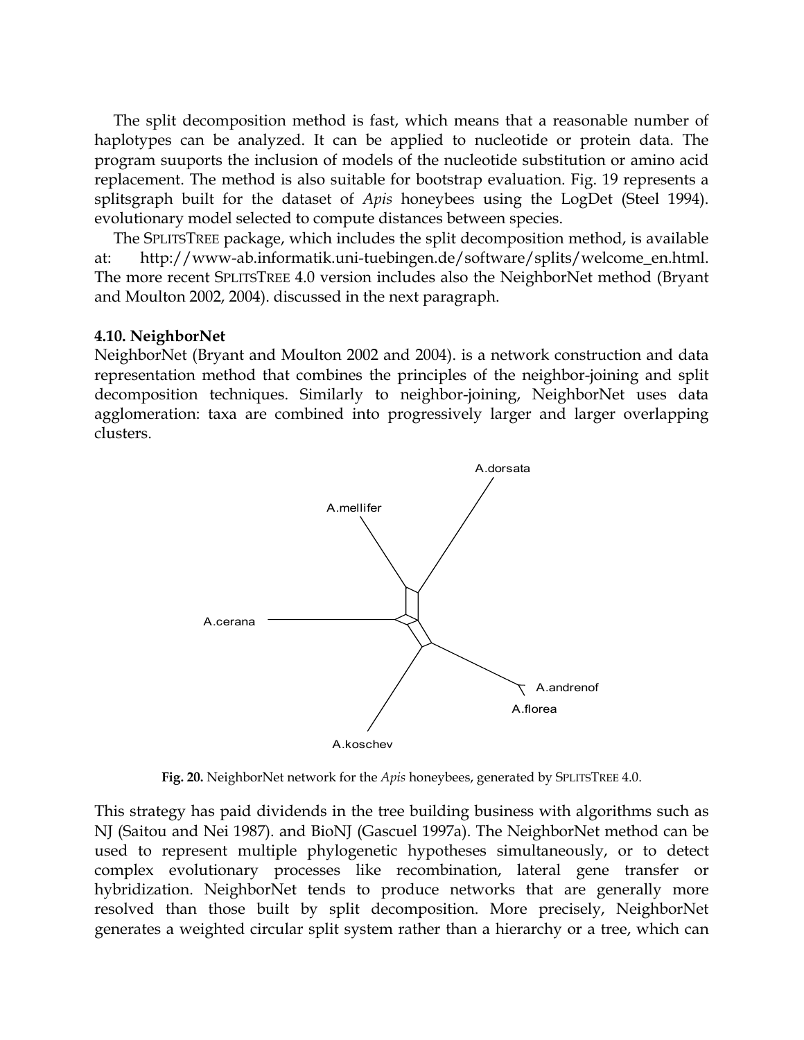The split decomposition method is fast, which means that a reasonable number of haplotypes can be analyzed. It can be applied to nucleotide or protein data. The program suuports the inclusion of models of the nucleotide substitution or amino acid replacement. The method is also suitable for bootstrap evaluation. Fig. 19 represents a splitsgraph built for the dataset of *Apis* honeybees using the LogDet (Steel 1994). evolutionary model selected to compute distances between species.

The SPLITSTREE package, which includes the split decomposition method, is available at: http://www-ab.informatik.uni-tuebingen.de/software/splits/welcome_en.html. The more recent SPLITSTREE 4.0 version includes also the NeighborNet method (Bryant and Moulton 2002, 2004). discussed in the next paragraph.

### 4.10. NeighborNet

NeighborNet (Bryant and Moulton 2002 and 2004). is a network construction and data representation method that combines the principles of the neighbor-joining and split decomposition techniques. Similarly to neighbor-joining, NeighborNet uses data agglomeration: taxa are combined into progressively larger and larger overlapping clusters.

**Fig. 20.** NeighborNet network for the *Apis* honeybees, generated by SPLITSTREE 4.0.

This strategy has paid dividends in the tree building business with algorithms such as NJ (Saitou and Nei 1987). and BioNJ (Gascuel 1997a). The NeighborNet method can be used to represent multiple phylogenetic hypotheses simultaneously, or to detect complex evolutionary processes like recombination, lateral gene transfer or hybridization. NeighborNet tends to produce networks that are generally more resolved than those built by split decomposition. More precisely, NeighborNet generates a weighted circular split system rather than a hierarchy or a tree, which can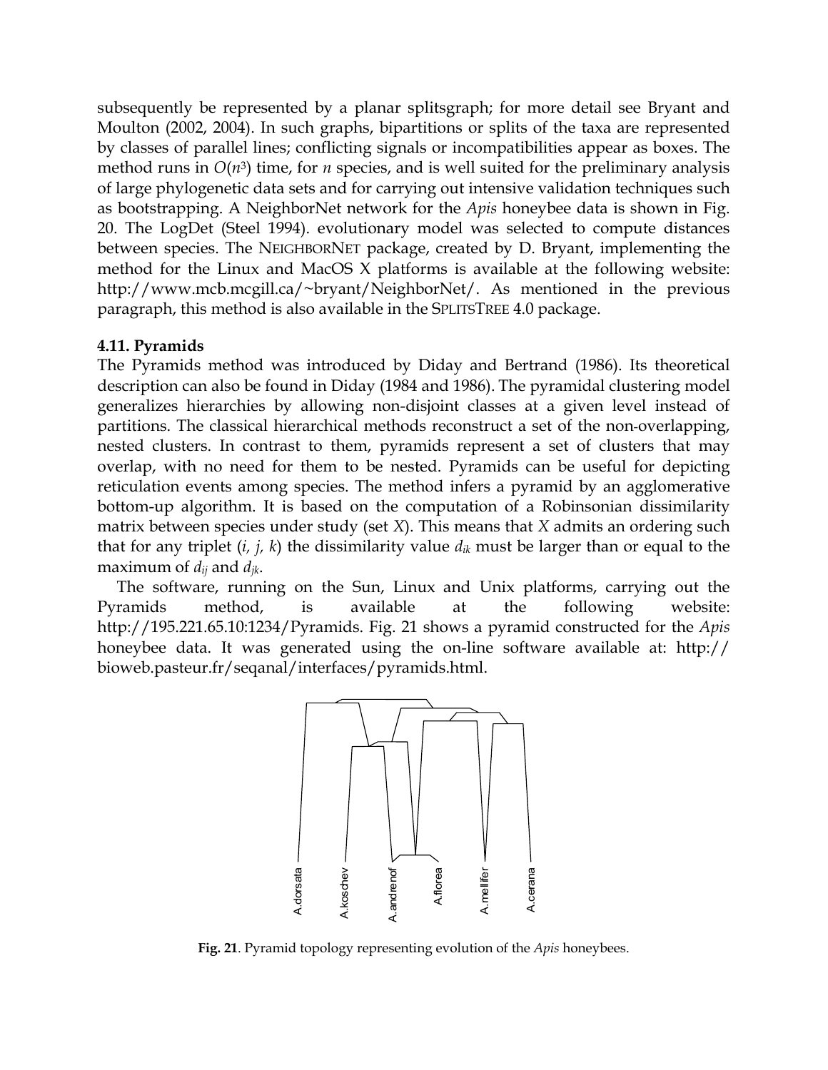subsequently be represented by a planar splitsgraph; for more detail see Bryant and Moulton (2002, 2004). In such graphs, bipartitions or splits of the taxa are represented by classes of parallel lines; conflicting signals or incompatibilities appear as boxes. The method runs in $O(n^3)$ time, for $n$ species, and is well suited for the preliminary analysis of large phylogenetic data sets and for carrying out intensive validation techniques such as bootstrapping. A NeighborNet network for the *Apis* honeybee data is shown in Fig. 20. The LogDet (Steel 1994). evolutionary model was selected to compute distances between species. The NEIGHBORNET package, created by D. Bryant, implementing the method for the Linux and MacOS X platforms is available at the following website: http://www.mcb.mcgill.ca/~bryant/NeighborNet/. As mentioned in the previous paragraph, this method is also available in the SPLITSTREE 4.0 package.

**4.11. Pyramids**

The Pyramids method was introduced by Diday and Bertrand (1986). Its theoretical description can also be found in Diday (1984 and 1986). The pyramidal clustering model generalizes hierarchies by allowing non-disjoint classes at a given level instead of partitions. The classical hierarchical methods reconstruct a set of the non-overlapping, nested clusters. In contrast to them, pyramids represent a set of clusters that may overlap, with no need for them to be nested. Pyramids can be useful for depicting reticulation events among species. The method infers a pyramid by an agglomerative bottom-up algorithm. It is based on the computation of a Robinsonian dissimilarity matrix between species under study (set $X$). This means that $X$ admits an ordering such that for any triplet ($i$, $j$, $k$) the dissimilarity value $d_{ik}$ must be larger than or equal to the maximum of $d_{ij}$ and $d_{jk}$.

The software, running on the Sun, Linux and Unix platforms, carrying out the Pyramids method, is available at the following website: http://195.221.65.10:1234/Pyramids. Fig. 21 shows a pyramid constructed for the *Apis* honeybee data. It was generated using the on-line software available at: http:// bioweb.pasteur.fr/seqanal/interfaces/pyramids.html.

**Fig. 21**. Pyramid topology representing evolution of the *Apis* honeybees.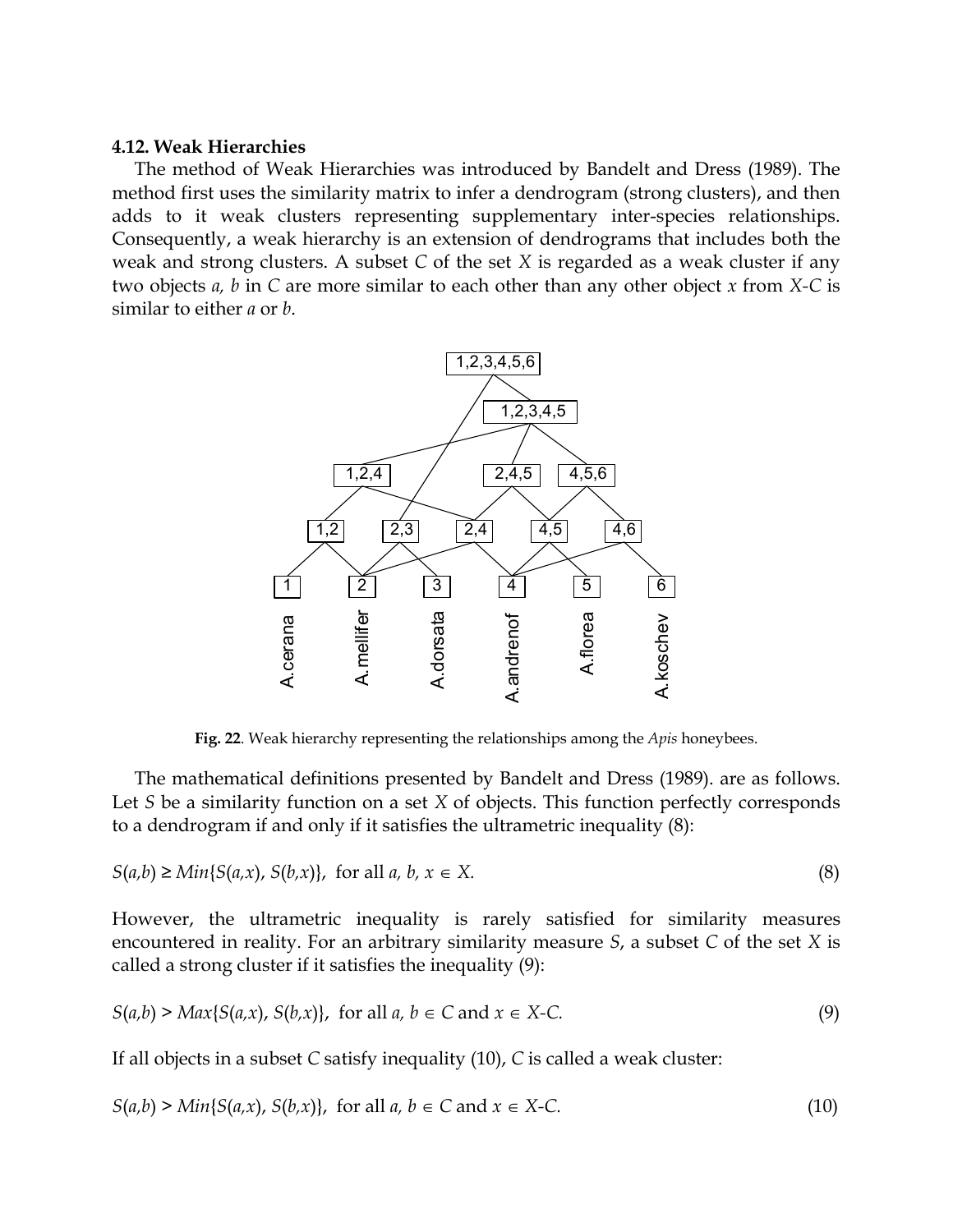### 4.12. Weak Hierarchies

The method of Weak Hierarchies was introduced by Bandelt and Dress (1989). The method first uses the similarity matrix to infer a dendrogram (strong clusters), and then adds to it weak clusters representing supplementary inter-species relationships. Consequently, a weak hierarchy is an extension of dendrograms that includes both the weak and strong clusters. A subset $C$ of the set $X$ is regarded as a weak cluster if any two objects $a$, $b$ in $C$ are more similar to each other than any other object $x$ from $X$-$C$ is similar to either $a$ or $b$.

**Fig. 22**. Weak hierarchy representing the relationships among the *Apis* honeybees.

The mathematical definitions presented by Bandelt and Dress (1989). are as follows. Let $S$ be a similarity function on a set $X$ of objects. This function perfectly corresponds to a dendrogram if and only if it satisfies the ultrametric inequality (8):

$$S(a,b) \geq Min\{S(a,x), S(b,x)\}, \text{ for all } a, b, x \in X. \tag{8}$$

However, the ultrametric inequality is rarely satisfied for similarity measures encountered in reality. For an arbitrary similarity measure $S$, a subset $C$ of the set $X$ is called a strong cluster if it satisfies the inequality (9):

$$S(a,b) > Max\{S(a,x), S(b,x)\}, \text{ for all } a, b \in C \text{ and } x \in X\text{-}C. \tag{9}$$

If all objects in a subset $C$ satisfy inequality (10), $C$ is called a weak cluster:

$$S(a,b) > Min\{S(a,x), S(b,x)\}, \text{ for all } a, b \in C \text{ and } x \in X\text{-}C. \tag{10}$$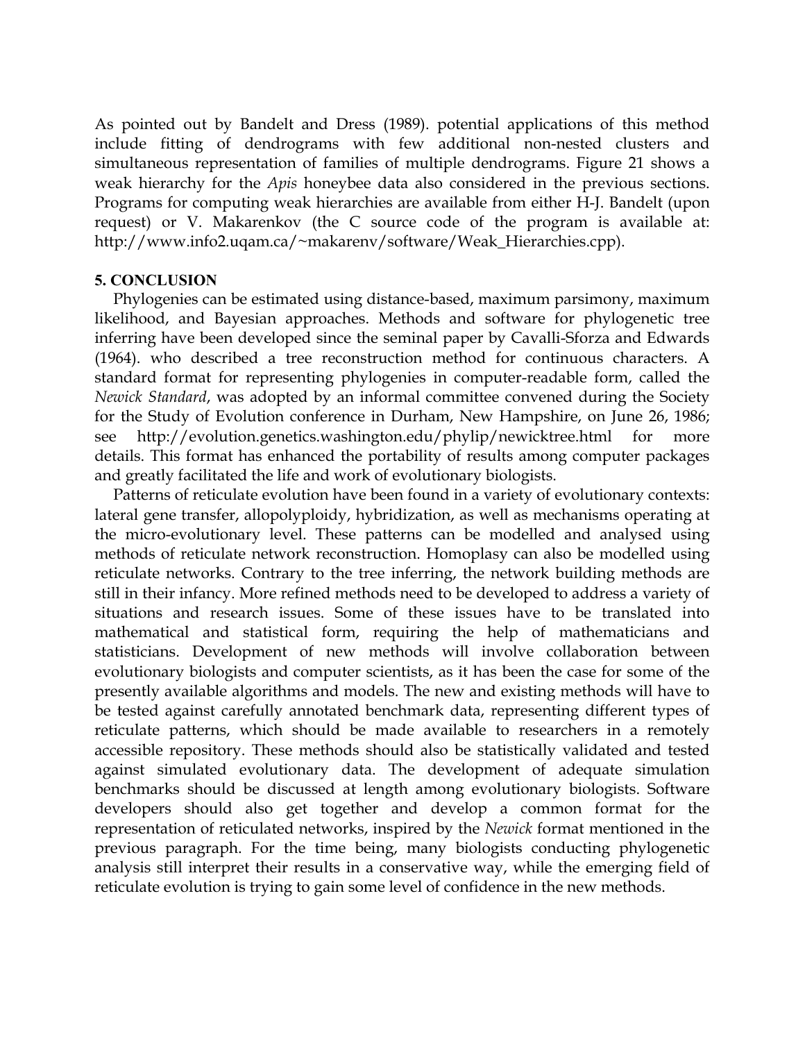As pointed out by Bandelt and Dress (1989). potential applications of this method include fitting of dendrograms with few additional non-nested clusters and simultaneous representation of families of multiple dendrograms. Figure 21 shows a weak hierarchy for the *Apis* honeybee data also considered in the previous sections. Programs for computing weak hierarchies are available from either H-J. Bandelt (upon request) or V. Makarenkov (the C source code of the program is available at: http://www.info2.uqam.ca/~makarenv/software/Weak_Hierarchies.cpp).

## 5. CONCLUSION

Phylogenies can be estimated using distance-based, maximum parsimony, maximum likelihood, and Bayesian approaches. Methods and software for phylogenetic tree inferring have been developed since the seminal paper by Cavalli-Sforza and Edwards (1964). who described a tree reconstruction method for continuous characters. A standard format for representing phylogenies in computer-readable form, called the *Newick Standard*, was adopted by an informal committee convened during the Society for the Study of Evolution conference in Durham, New Hampshire, on June 26, 1986; see http://evolution.genetics.washington.edu/phylip/newicktree.html for more details. This format has enhanced the portability of results among computer packages and greatly facilitated the life and work of evolutionary biologists.

Patterns of reticulate evolution have been found in a variety of evolutionary contexts: lateral gene transfer, allopolyploidy, hybridization, as well as mechanisms operating at the micro-evolutionary level. These patterns can be modelled and analysed using methods of reticulate network reconstruction. Homoplasy can also be modelled using reticulate networks. Contrary to the tree inferring, the network building methods are still in their infancy. More refined methods need to be developed to address a variety of situations and research issues. Some of these issues have to be translated into mathematical and statistical form, requiring the help of mathematicians and statisticians. Development of new methods will involve collaboration between evolutionary biologists and computer scientists, as it has been the case for some of the presently available algorithms and models. The new and existing methods will have to be tested against carefully annotated benchmark data, representing different types of reticulate patterns, which should be made available to researchers in a remotely accessible repository. These methods should also be statistically validated and tested against simulated evolutionary data. The development of adequate simulation benchmarks should be discussed at length among evolutionary biologists. Software developers should also get together and develop a common format for the representation of reticulated networks, inspired by the *Newick* format mentioned in the previous paragraph. For the time being, many biologists conducting phylogenetic analysis still interpret their results in a conservative way, while the emerging field of reticulate evolution is trying to gain some level of confidence in the new methods.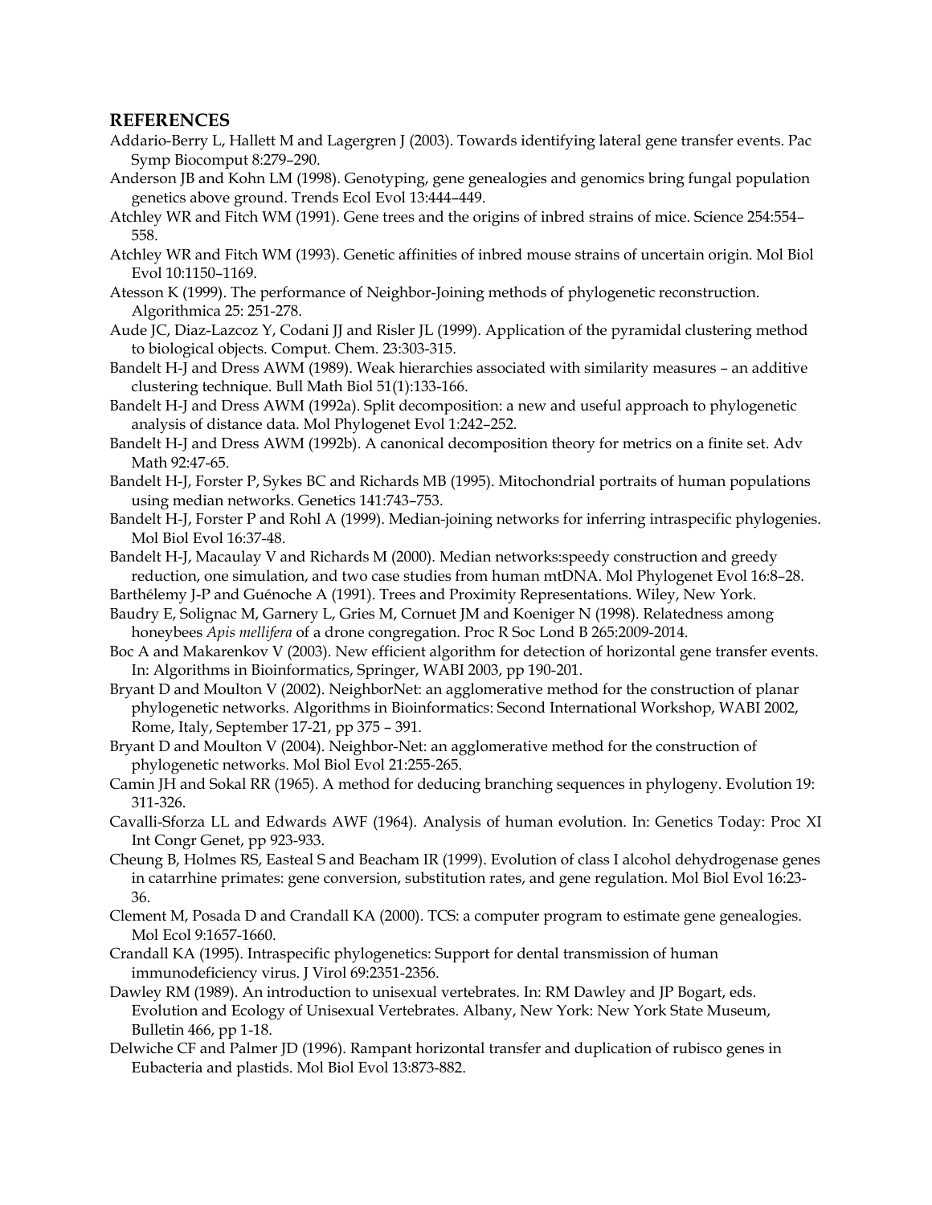## REFERENCES

Addario-Berry L, Hallett M and Lagergren J (2003). Towards identifying lateral gene transfer events. Pac Symp Biocomput 8:279–290.

Anderson JB and Kohn LM (1998). Genotyping, gene genealogies and genomics bring fungal population genetics above ground. Trends Ecol Evol 13:444–449.

Atchley WR and Fitch WM (1991). Gene trees and the origins of inbred strains of mice. Science 254:554–558.

Atchley WR and Fitch WM (1993). Genetic affinities of inbred mouse strains of uncertain origin. Mol Biol Evol 10:1150–1169.

Atesson K (1999). The performance of Neighbor-Joining methods of phylogenetic reconstruction. Algorithmica 25: 251-278.

Aude JC, Diaz-Lazcoz Y, Codani JJ and Risler JL (1999). Application of the pyramidal clustering method to biological objects. Comput. Chem. 23:303-315.

Bandelt H-J and Dress AWM (1989). Weak hierarchies associated with similarity measures – an additive clustering technique. Bull Math Biol 51(1):133-166.

Bandelt H-J and Dress AWM (1992a). Split decomposition: a new and useful approach to phylogenetic analysis of distance data. Mol Phylogenet Evol 1:242–252.

Bandelt H-J and Dress AWM (1992b). A canonical decomposition theory for metrics on a finite set. Adv Math 92:47-65.

Bandelt H-J, Forster P, Sykes BC and Richards MB (1995). Mitochondrial portraits of human populations using median networks. Genetics 141:743–753.

Bandelt H-J, Forster P and Rohl A (1999). Median-joining networks for inferring intraspecific phylogenies. Mol Biol Evol 16:37-48.

Bandelt H-J, Macaulay V and Richards M (2000). Median networks:speedy construction and greedy reduction, one simulation, and two case studies from human mtDNA. Mol Phylogenet Evol 16:8–28.

Barthélemy J-P and Guénoche A (1991). Trees and Proximity Representations. Wiley, New York.

Baudry E, Solignac M, Garnery L, Gries M, Cornuet JM and Koeniger N (1998). Relatedness among honeybees *Apis mellifera* of a drone congregation. Proc R Soc Lond B 265:2009-2014.

Boc A and Makarenkov V (2003). New efficient algorithm for detection of horizontal gene transfer events. In: Algorithms in Bioinformatics, Springer, WABI 2003, pp 190-201.

Bryant D and Moulton V (2002). NeighborNet: an agglomerative method for the construction of planar phylogenetic networks. Algorithms in Bioinformatics: Second International Workshop, WABI 2002, Rome, Italy, September 17-21, pp 375 – 391.

Bryant D and Moulton V (2004). Neighbor-Net: an agglomerative method for the construction of phylogenetic networks. Mol Biol Evol 21:255-265.

Camin JH and Sokal RR (1965). A method for deducing branching sequences in phylogeny. Evolution 19: 311-326.

Cavalli-Sforza LL and Edwards AWF (1964). Analysis of human evolution. In: Genetics Today: Proc XI Int Congr Genet, pp 923-933.

Cheung B, Holmes RS, Easteal S and Beacham IR (1999). Evolution of class I alcohol dehydrogenase genes in catarrhine primates: gene conversion, substitution rates, and gene regulation. Mol Biol Evol 16:23-36.

Clement M, Posada D and Crandall KA (2000). TCS: a computer program to estimate gene genealogies. Mol Ecol 9:1657-1660.

Crandall KA (1995). Intraspecific phylogenetics: Support for dental transmission of human immunodeficiency virus. J Virol 69:2351-2356.

Dawley RM (1989). An introduction to unisexual vertebrates. In: RM Dawley and JP Bogart, eds. Evolution and Ecology of Unisexual Vertebrates. Albany, New York: New York State Museum, Bulletin 466, pp 1-18.

Delwiche CF and Palmer JD (1996). Rampant horizontal transfer and duplication of rubisco genes in Eubacteria and plastids. Mol Biol Evol 13:873-882.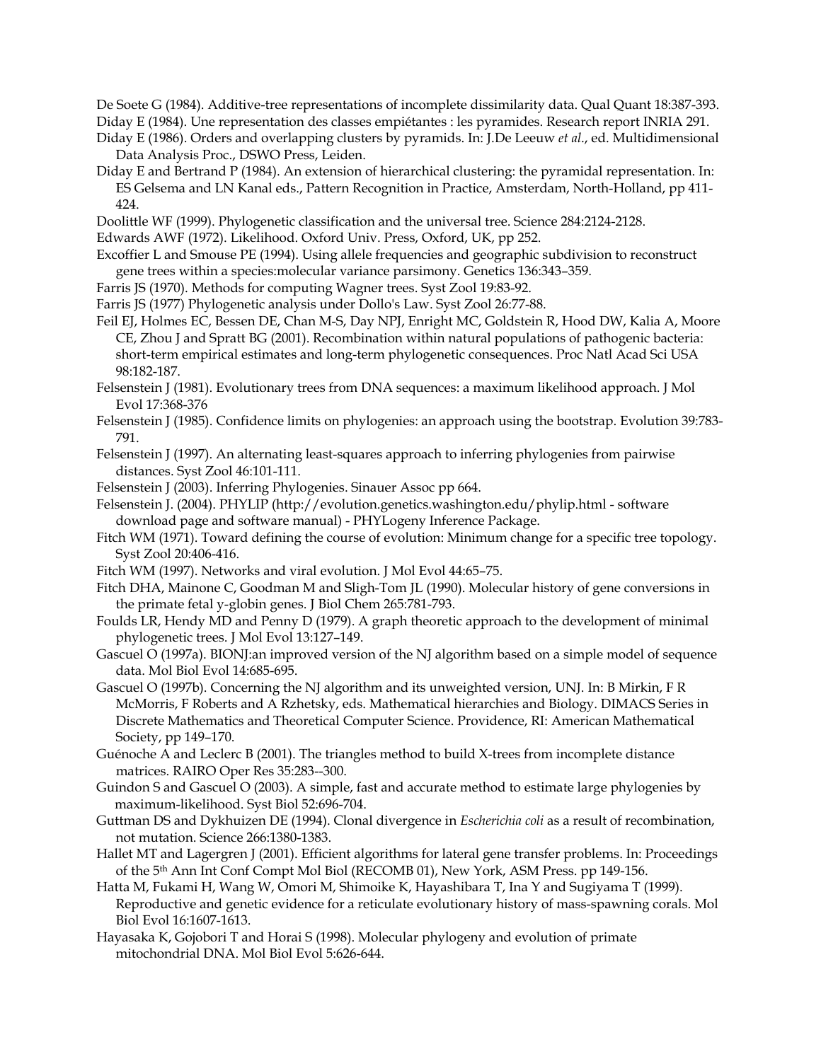De Soete G (1984). Additive-tree representations of incomplete dissimilarity data. Qual Quant 18:387-393.

Diday E (1984). Une representation des classes empiétantes : les pyramides. Research report INRIA 291.

Diday E (1986). Orders and overlapping clusters by pyramids. In: J.De Leeuw *et al*., ed. Multidimensional Data Analysis Proc., DSWO Press, Leiden.

Diday E and Bertrand P (1984). An extension of hierarchical clustering: the pyramidal representation. In: ES Gelsema and LN Kanal eds., Pattern Recognition in Practice, Amsterdam, North-Holland, pp 411-424.

Doolittle WF (1999). Phylogenetic classification and the universal tree. Science 284:2124-2128.

Edwards AWF (1972). Likelihood. Oxford Univ. Press, Oxford, UK, pp 252.

Excoffier L and Smouse PE (1994). Using allele frequencies and geographic subdivision to reconstruct gene trees within a species:molecular variance parsimony. Genetics 136:343–359.

Farris JS (1970). Methods for computing Wagner trees. Syst Zool 19:83-92.

Farris JS (1977) Phylogenetic analysis under Dollo's Law. Syst Zool 26:77-88.

Feil EJ, Holmes EC, Bessen DE, Chan M-S, Day NPJ, Enright MC, Goldstein R, Hood DW, Kalia A, Moore CE, Zhou J and Spratt BG (2001). Recombination within natural populations of pathogenic bacteria: short-term empirical estimates and long-term phylogenetic consequences. Proc Natl Acad Sci USA 98:182-187.

Felsenstein J (1981). Evolutionary trees from DNA sequences: a maximum likelihood approach. J Mol Evol 17:368-376

Felsenstein J (1985). Confidence limits on phylogenies: an approach using the bootstrap. Evolution 39:783-791.

Felsenstein J (1997). An alternating least-squares approach to inferring phylogenies from pairwise distances. Syst Zool 46:101-111.

Felsenstein J (2003). Inferring Phylogenies. Sinauer Assoc pp 664.

Felsenstein J. (2004). PHYLIP (http://evolution.genetics.washington.edu/phylip.html - software download page and software manual) - PHYLogeny Inference Package.

Fitch WM (1971). Toward defining the course of evolution: Minimum change for a specific tree topology. Syst Zool 20:406-416.

Fitch WM (1997). Networks and viral evolution. J Mol Evol 44:65–75.

Fitch DHA, Mainone C, Goodman M and Sligh-Tom JL (1990). Molecular history of gene conversions in the primate fetal y-globin genes. J Biol Chem 265:781-793.

Foulds LR, Hendy MD and Penny D (1979). A graph theoretic approach to the development of minimal phylogenetic trees. J Mol Evol 13:127–149.

Gascuel O (1997a). BIONJ:an improved version of the NJ algorithm based on a simple model of sequence data. Mol Biol Evol 14:685-695.

Gascuel O (1997b). Concerning the NJ algorithm and its unweighted version, UNJ. In: B Mirkin, F R McMorris, F Roberts and A Rzhetsky, eds. Mathematical hierarchies and Biology. DIMACS Series in Discrete Mathematics and Theoretical Computer Science. Providence, RI: American Mathematical Society, pp 149–170.

Guénoche A and Leclerc B (2001). The triangles method to build X-trees from incomplete distance matrices. RAIRO Oper Res 35:283--300.

Guindon S and Gascuel O (2003). A simple, fast and accurate method to estimate large phylogenies by maximum-likelihood. Syst Biol 52:696-704.

Guttman DS and Dykhuizen DE (1994). Clonal divergence in *Escherichia coli* as a result of recombination, not mutation. Science 266:1380-1383.

Hallet MT and Lagergren J (2001). Efficient algorithms for lateral gene transfer problems. In: Proceedings of the 5th Ann Int Conf Compt Mol Biol (RECOMB 01), New York, ASM Press. pp 149-156.

Hatta M, Fukami H, Wang W, Omori M, Shimoike K, Hayashibara T, Ina Y and Sugiyama T (1999). Reproductive and genetic evidence for a reticulate evolutionary history of mass-spawning corals. Mol Biol Evol 16:1607-1613.

Hayasaka K, Gojobori T and Horai S (1998). Molecular phylogeny and evolution of primate mitochondrial DNA. Mol Biol Evol 5:626-644.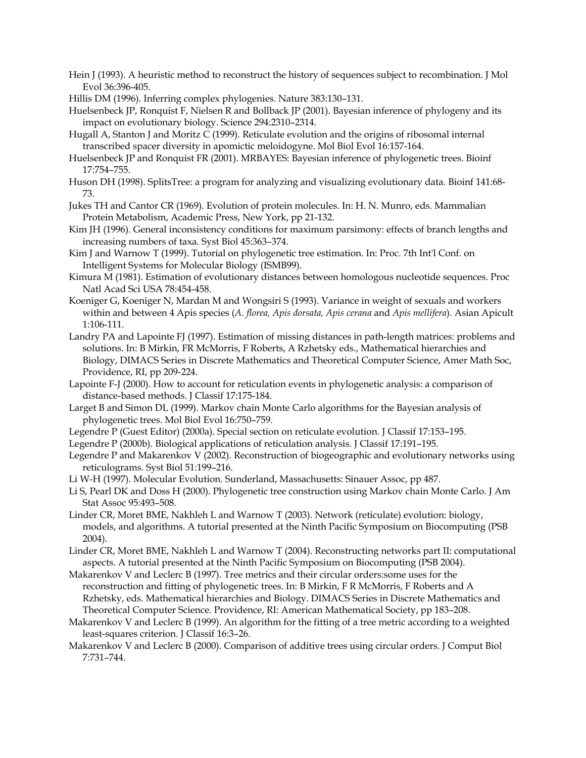Hein J (1993). A heuristic method to reconstruct the history of sequences subject to recombination. J Mol Evol 36:396-405.

Hillis DM (1996). Inferring complex phylogenies. Nature 383:130–131.

Huelsenbeck JP, Ronquist F, Nielsen R and Bollback JP (2001). Bayesian inference of phylogeny and its impact on evolutionary biology. Science 294:2310–2314.

Hugall A, Stanton J and Moritz C (1999). Reticulate evolution and the origins of ribosomal internal transcribed spacer diversity in apomictic meloidogyne. Mol Biol Evol 16:157-164.

Huelsenbeck JP and Ronquist FR (2001). MRBAYES: Bayesian inference of phylogenetic trees. Bioinf 17:754–755.

Huson DH (1998). SplitsTree: a program for analyzing and visualizing evolutionary data. Bioinf 141:68-73.

Jukes TH and Cantor CR (1969). Evolution of protein molecules. In: H. N. Munro, eds. Mammalian Protein Metabolism, Academic Press, New York, pp 21-132.

Kim JH (1996). General inconsistency conditions for maximum parsimony: effects of branch lengths and increasing numbers of taxa. Syst Biol 45:363–374.

Kim J and Warnow T (1999). Tutorial on phylogenetic tree estimation. In: Proc. 7th Int'l Conf. on Intelligent Systems for Molecular Biology (ISMB99).

Kimura M (1981). Estimation of evolutionary distances between homologous nucleotide sequences. Proc Natl Acad Sci USA 78:454-458.

Koeniger G, Koeniger N, Mardan M and Wongsiri S (1993). Variance in weight of sexuals and workers within and between 4 Apis species (*A. florea, Apis dorsata, Apis cerana* and *Apis mellifera*). Asian Apicult 1:106-111.

Landry PA and Lapointe FJ (1997). Estimation of missing distances in path-length matrices: problems and solutions. In: B Mirkin, FR McMorris, F Roberts, A Rzhetsky eds., Mathematical hierarchies and Biology, DIMACS Series in Discrete Mathematics and Theoretical Computer Science, Amer Math Soc, Providence, RI, pp 209-224.

Lapointe F-J (2000). How to account for reticulation events in phylogenetic analysis: a comparison of distance-based methods. J Classif 17:175-184.

Larget B and Simon DL (1999). Markov chain Monte Carlo algorithms for the Bayesian analysis of phylogenetic trees. Mol Biol Evol 16:750–759.

Legendre P (Guest Editor) (2000a). Special section on reticulate evolution. J Classif 17:153–195.

Legendre P (2000b). Biological applications of reticulation analysis. J Classif 17:191–195.

Legendre P and Makarenkov V (2002). Reconstruction of biogeographic and evolutionary networks using reticulograms. Syst Biol 51:199–216.

Li W-H (1997). Molecular Evolution. Sunderland, Massachusetts: Sinauer Assoc, pp 487.

Li S, Pearl DK and Doss H (2000). Phylogenetic tree construction using Markov chain Monte Carlo. J Am Stat Assoc 95:493–508.

Linder CR, Moret BME, Nakhleh L and Warnow T (2003). Network (reticulate) evolution: biology, models, and algorithms. A tutorial presented at the Ninth Pacific Symposium on Biocomputing (PSB 2004).

Linder CR, Moret BME, Nakhleh L and Warnow T (2004). Reconstructing networks part II: computational aspects. A tutorial presented at the Ninth Pacific Symposium on Biocomputing (PSB 2004).

Makarenkov V and Leclerc B (1997). Tree metrics and their circular orders:some uses for the reconstruction and fitting of phylogenetic trees. In: B Mirkin, F R McMorris, F Roberts and A Rzhetsky, eds. Mathematical hierarchies and Biology. DIMACS Series in Discrete Mathematics and Theoretical Computer Science. Providence, RI: American Mathematical Society, pp 183–208.

Makarenkov V and Leclerc B (1999). An algorithm for the fitting of a tree metric according to a weighted least-squares criterion. J Classif 16:3–26.

Makarenkov V and Leclerc B (2000). Comparison of additive trees using circular orders. J Comput Biol 7:731–744.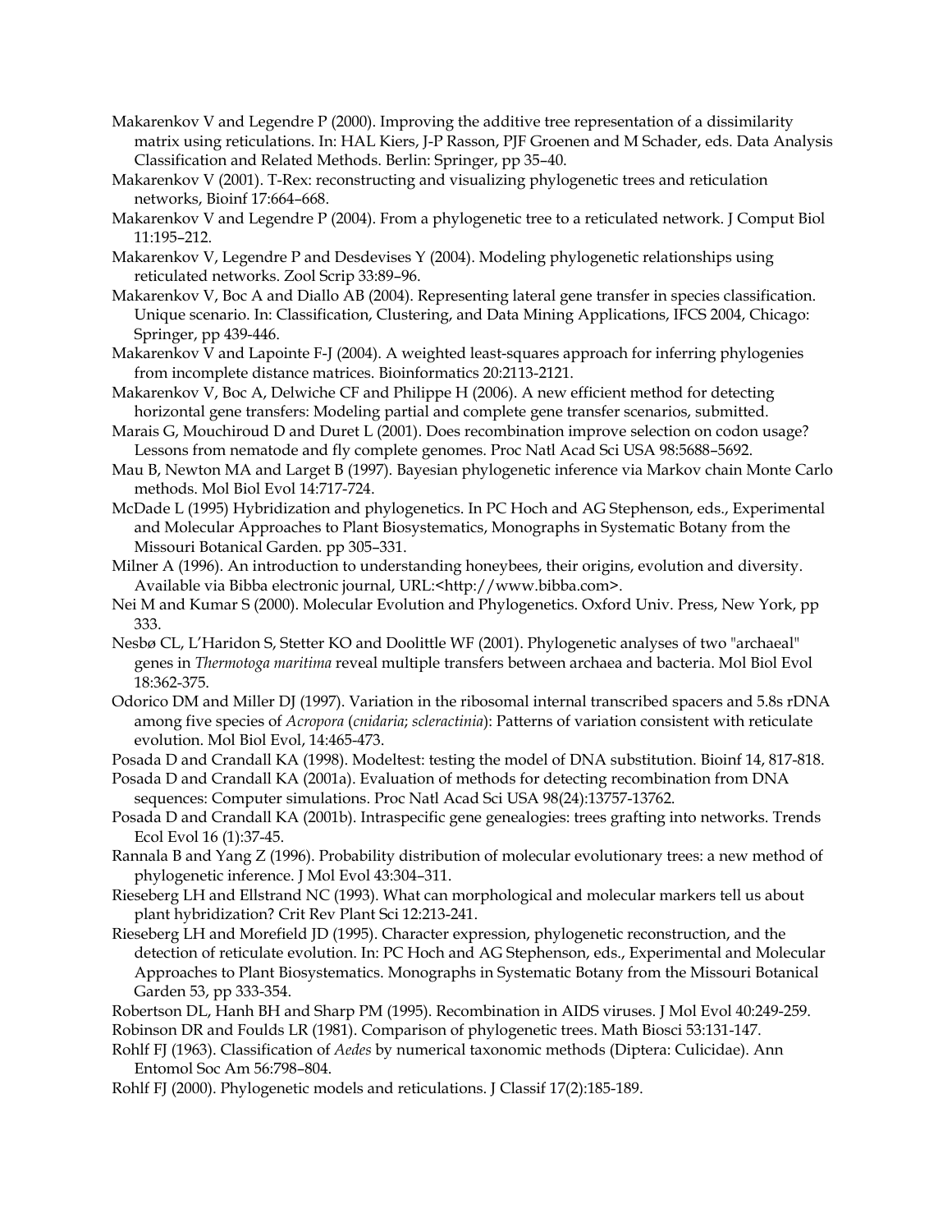Makarenkov V and Legendre P (2000). Improving the additive tree representation of a dissimilarity matrix using reticulations. In: HAL Kiers, J-P Rasson, PJF Groenen and M Schader, eds. Data Analysis Classification and Related Methods. Berlin: Springer, pp 35–40.

Makarenkov V (2001). T-Rex: reconstructing and visualizing phylogenetic trees and reticulation networks, Bioinf 17:664–668.

Makarenkov V and Legendre P (2004). From a phylogenetic tree to a reticulated network. J Comput Biol 11:195–212.

Makarenkov V, Legendre P and Desdevises Y (2004). Modeling phylogenetic relationships using reticulated networks. Zool Scrip 33:89–96.

Makarenkov V, Boc A and Diallo AB (2004). Representing lateral gene transfer in species classification. Unique scenario. In: Classification, Clustering, and Data Mining Applications, IFCS 2004, Chicago: Springer, pp 439-446.

Makarenkov V and Lapointe F-J (2004). A weighted least-squares approach for inferring phylogenies from incomplete distance matrices. Bioinformatics 20:2113-2121.

Makarenkov V, Boc A, Delwiche CF and Philippe H (2006). A new efficient method for detecting horizontal gene transfers: Modeling partial and complete gene transfer scenarios, submitted.

Marais G, Mouchiroud D and Duret L (2001). Does recombination improve selection on codon usage? Lessons from nematode and fly complete genomes. Proc Natl Acad Sci USA 98:5688–5692.

Mau B, Newton MA and Larget B (1997). Bayesian phylogenetic inference via Markov chain Monte Carlo methods. Mol Biol Evol 14:717-724.

McDade L (1995) Hybridization and phylogenetics. In PC Hoch and AG Stephenson, eds., Experimental and Molecular Approaches to Plant Biosystematics, Monographs in Systematic Botany from the Missouri Botanical Garden. pp 305–331.

Milner A (1996). An introduction to understanding honeybees, their origins, evolution and diversity. Available via Bibba electronic journal, URL:<http://www.bibba.com>.

Nei M and Kumar S (2000). Molecular Evolution and Phylogenetics. Oxford Univ. Press, New York, pp 333.

Nesbø CL, L'Haridon S, Stetter KO and Doolittle WF (2001). Phylogenetic analyses of two "archaeal" genes in *Thermotoga maritima* reveal multiple transfers between archaea and bacteria. Mol Biol Evol 18:362-375.

Odorico DM and Miller DJ (1997). Variation in the ribosomal internal transcribed spacers and 5.8s rDNA among five species of *Acropora* (*cnidaria*; *scleractinia*): Patterns of variation consistent with reticulate evolution. Mol Biol Evol, 14:465-473.

Posada D and Crandall KA (1998). Modeltest: testing the model of DNA substitution. Bioinf 14, 817-818.

Posada D and Crandall KA (2001a). Evaluation of methods for detecting recombination from DNA sequences: Computer simulations. Proc Natl Acad Sci USA 98(24):13757-13762.

Posada D and Crandall KA (2001b). Intraspecific gene genealogies: trees grafting into networks. Trends Ecol Evol 16 (1):37-45.

Rannala B and Yang Z (1996). Probability distribution of molecular evolutionary trees: a new method of phylogenetic inference. J Mol Evol 43:304–311.

Rieseberg LH and Ellstrand NC (1993). What can morphological and molecular markers tell us about plant hybridization? Crit Rev Plant Sci 12:213-241.

Rieseberg LH and Morefield JD (1995). Character expression, phylogenetic reconstruction, and the detection of reticulate evolution. In: PC Hoch and AG Stephenson, eds., Experimental and Molecular Approaches to Plant Biosystematics. Monographs in Systematic Botany from the Missouri Botanical Garden 53, pp 333-354.

Robertson DL, Hanh BH and Sharp PM (1995). Recombination in AIDS viruses. J Mol Evol 40:249-259.

Robinson DR and Foulds LR (1981). Comparison of phylogenetic trees. Math Biosci 53:131-147.

Rohlf FJ (1963). Classification of *Aedes* by numerical taxonomic methods (Diptera: Culicidae). Ann Entomol Soc Am 56:798–804.

Rohlf FJ (2000). Phylogenetic models and reticulations. J Classif 17(2):185-189.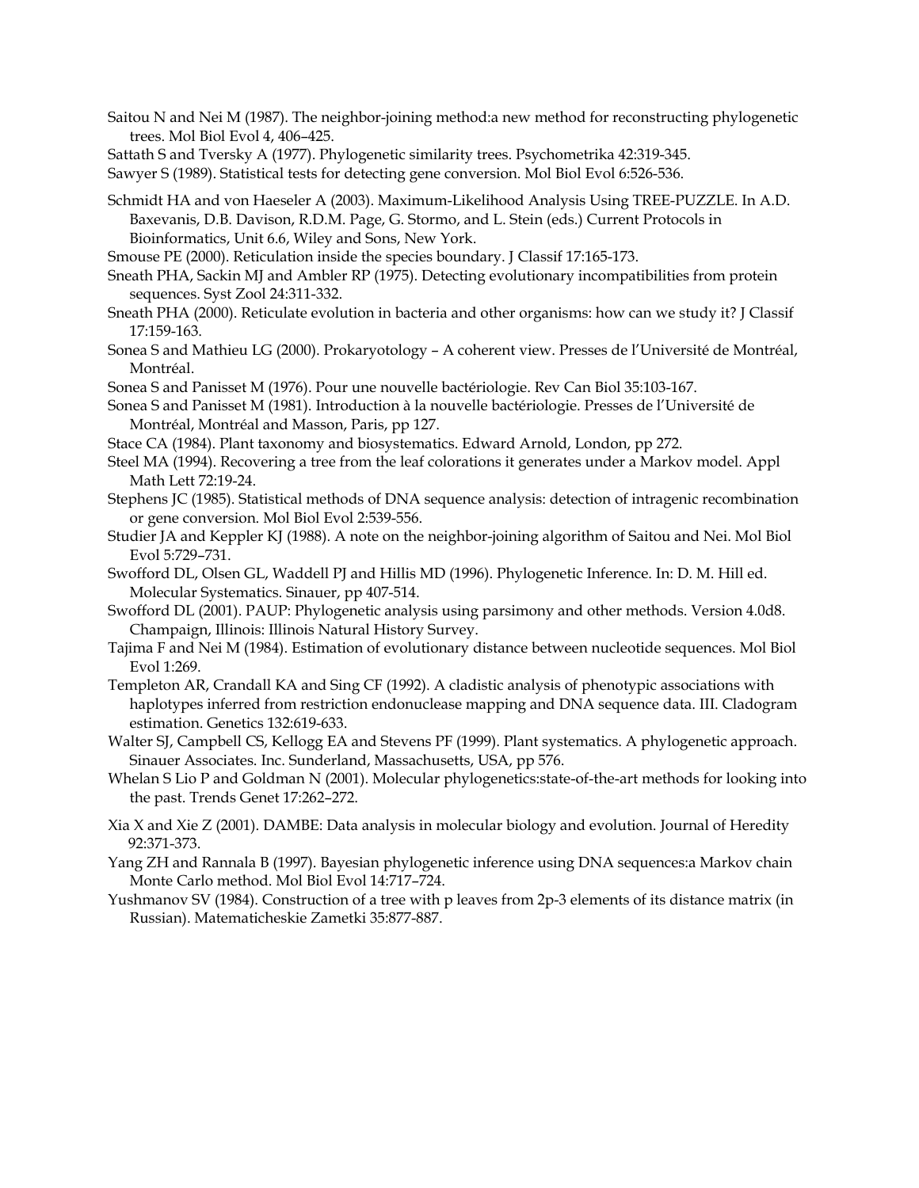Saitou N and Nei M (1987). The neighbor-joining method:a new method for reconstructing phylogenetic trees. Mol Biol Evol 4, 406–425.

Sattath S and Tversky A (1977). Phylogenetic similarity trees. Psychometrika 42:319-345.

Sawyer S (1989). Statistical tests for detecting gene conversion. Mol Biol Evol 6:526-536.

Schmidt HA and von Haeseler A (2003). Maximum-Likelihood Analysis Using TREE-PUZZLE. In A.D. Baxevanis, D.B. Davison, R.D.M. Page, G. Stormo, and L. Stein (eds.) Current Protocols in Bioinformatics, Unit 6.6, Wiley and Sons, New York.

Smouse PE (2000). Reticulation inside the species boundary. J Classif 17:165-173.

Sneath PHA, Sackin MJ and Ambler RP (1975). Detecting evolutionary incompatibilities from protein sequences. Syst Zool 24:311-332.

Sneath PHA (2000). Reticulate evolution in bacteria and other organisms: how can we study it? J Classif 17:159-163.

Sonea S and Mathieu LG (2000). Prokaryotology – A coherent view. Presses de l'Université de Montréal, Montréal.

Sonea S and Panisset M (1976). Pour une nouvelle bactériologie. Rev Can Biol 35:103-167.

Sonea S and Panisset M (1981). Introduction à la nouvelle bactériologie. Presses de l'Université de Montréal, Montréal and Masson, Paris, pp 127.

Stace CA (1984). Plant taxonomy and biosystematics. Edward Arnold, London, pp 272.

Steel MA (1994). Recovering a tree from the leaf colorations it generates under a Markov model. Appl Math Lett 72:19-24.

Stephens JC (1985). Statistical methods of DNA sequence analysis: detection of intragenic recombination or gene conversion. Mol Biol Evol 2:539-556.

Studier JA and Keppler KJ (1988). A note on the neighbor-joining algorithm of Saitou and Nei. Mol Biol Evol 5:729–731.

Swofford DL, Olsen GL, Waddell PJ and Hillis MD (1996). Phylogenetic Inference. In: D. M. Hill ed. Molecular Systematics. Sinauer, pp 407-514.

Swofford DL (2001). PAUP: Phylogenetic analysis using parsimony and other methods. Version 4.0d8. Champaign, Illinois: Illinois Natural History Survey.

Tajima F and Nei M (1984). Estimation of evolutionary distance between nucleotide sequences. Mol Biol Evol 1:269.

Templeton AR, Crandall KA and Sing CF (1992). A cladistic analysis of phenotypic associations with haplotypes inferred from restriction endonuclease mapping and DNA sequence data. III. Cladogram estimation. Genetics 132:619-633.

Walter SJ, Campbell CS, Kellogg EA and Stevens PF (1999). Plant systematics. A phylogenetic approach. Sinauer Associates. Inc. Sunderland, Massachusetts, USA, pp 576.

Whelan S Lio P and Goldman N (2001). Molecular phylogenetics:state-of-the-art methods for looking into the past. Trends Genet 17:262–272.

Xia X and Xie Z (2001). DAMBE: Data analysis in molecular biology and evolution. Journal of Heredity 92:371-373.

Yang ZH and Rannala B (1997). Bayesian phylogenetic inference using DNA sequences:a Markov chain Monte Carlo method. Mol Biol Evol 14:717–724.

Yushmanov SV (1984). Construction of a tree with p leaves from 2p-3 elements of its distance matrix (in Russian). Matematicheskie Zametki 35:877-887.